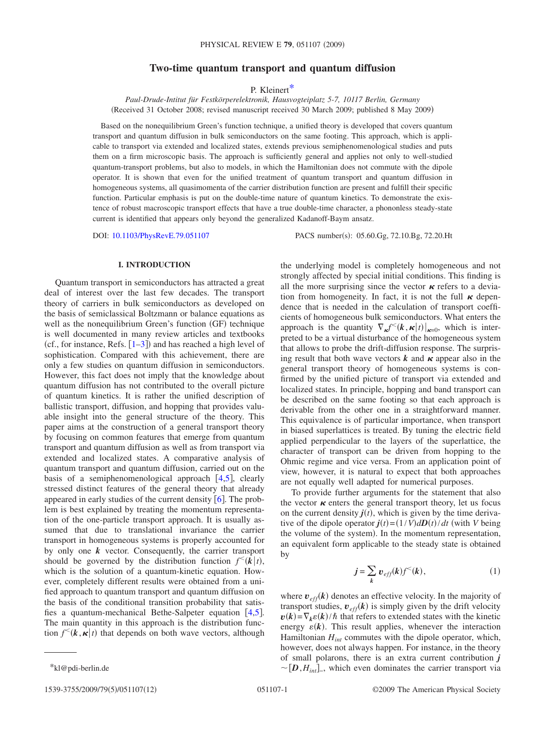# Two-time quantum transport and quantum diffusion

P. Kleinert*

*Paul-Drude-Intitut für Festkörperelektronik, Hausvogteiplatz 5-7, 10117 Berlin, Germany*

(Received 31 October 2008; revised manuscript received 30 March 2009; published 8 May 2009)

Based on the nonequilibrium Green's function technique, a unified theory is developed that covers quantum transport and quantum diffusion in bulk semiconductors on the same footing. This approach, which is applicable to transport via extended and localized states, extends previous semiphenomenological studies and puts them on a firm microscopic basis. The approach is sufficiently general and applies not only to well-studied quantum-transport problems, but also to models, in which the Hamiltonian does not commute with the dipole operator. It is shown that even for the unified treatment of quantum transport and quantum diffusion in homogeneous systems, all quasimomenta of the carrier distribution function are present and fulfill their specific function. Particular emphasis is put on the double-time nature of quantum kinetics. To demonstrate the existence of robust macroscopic transport effects that have a true double-time character, a phononless steady-state current is identified that appears only beyond the generalized Kadanoff-Baym ansatz.

DOI: 10.1103/PhysRevE.79.051107 PACS number(s): 05.60.Gg, 72.10.Bg, 72.20.Ht

## I. INTRODUCTION

Quantum transport in semiconductors has attracted a great deal of interest over the last few decades. The transport theory of carriers in bulk semiconductors as developed on the basis of semiclassical Boltzmann or balance equations as well as the nonequilibrium Green's function (GF) technique is well documented in many review articles and textbooks (cf., for instance, Refs. [1–3]) and has reached a high level of sophistication. Compared with this achievement, there are only a few studies on quantum diffusion in semiconductors. However, this fact does not imply that the knowledge about quantum diffusion has not contributed to the overall picture of quantum kinetics. It is rather the unified description of ballistic transport, diffusion, and hopping that provides valuable insight into the general structure of the theory. This paper aims at the construction of a general transport theory by focusing on common features that emerge from quantum transport and quantum diffusion as well as from transport via extended and localized states. A comparative analysis of quantum transport and quantum diffusion, carried out on the basis of a semiphenomenological approach [4,5], clearly stressed distinct features of the general theory that already appeared in early studies of the current density [6]. The problem is best explained by treating the momentum representation of the one-particle transport approach. It is usually assumed that due to translational invariance the carrier transport in homogeneous systems is properly accounted for by only one $\boldsymbol{k}$ vector. Consequently, the carrier transport should be governed by the distribution function $f^{<}(\boldsymbol{k}|t)$, which is the solution of a quantum-kinetic equation. However, completely different results were obtained from a unified approach to quantum transport and quantum diffusion on the basis of the conditional transition probability that satisfies a quantum-mechanical Bethe-Salpeter equation [4,5]. The main quantity in this approach is the distribution function $f^{<}(\boldsymbol{k},\boldsymbol{\kappa}|t)$ that depends on both wave vectors, although the underlying model is completely homogeneous and not strongly affected by special initial conditions. This finding is all the more surprising since the vector $\boldsymbol{\kappa}$ refers to a deviation from homogeneity. In fact, it is not the full $\boldsymbol{\kappa}$ dependence that is needed in the calculation of transport coefficients of homogeneous bulk semiconductors. What enters the approach is the quantity $\nabla_{\boldsymbol{\kappa}}f^{<}(\boldsymbol{k},\boldsymbol{\kappa}|t)|_{\boldsymbol{\kappa}=0}$, which is interpreted to be a virtual disturbance of the homogeneous system that allows to probe the drift-diffusion response. The surprising result that both wave vectors $\boldsymbol{k}$ and $\boldsymbol{\kappa}$ appear also in the general transport theory of homogeneous systems is confirmed by the unified picture of transport via extended and localized states. In principle, hopping and band transport can be described on the same footing so that each approach is derivable from the other one in a straightforward manner. This equivalence is of particular importance, when transport in biased superlattices is treated. By tuning the electric field applied perpendicular to the layers of the superlattice, the character of transport can be driven from hopping to the Ohmic regime and vice versa. From an application point of view, however, it is natural to expect that both approaches are not equally well adapted for numerical purposes.

To provide further arguments for the statement that also the vector $\boldsymbol{\kappa}$ enters the general transport theory, let us focus on the current density $\boldsymbol{j}(t)$, which is given by the time derivative of the dipole operator $\boldsymbol{j}(t)=(1/V)d\boldsymbol{D}(t)/dt$ (with $V$ being the volume of the system). In the momentum representation, an equivalent form applicable to the steady state is obtained by

$$\boldsymbol{j}=\sum_{\boldsymbol{k}}\boldsymbol{v}_{eff}(\boldsymbol{k})f^{<}(\boldsymbol{k}), \tag{1}$$

where $\boldsymbol{v}_{eff}(\boldsymbol{k})$ denotes an effective velocity. In the majority of transport studies, $\boldsymbol{v}_{eff}(\boldsymbol{k})$ is simply given by the drift velocity $\boldsymbol{v}(\boldsymbol{k})=\nabla_{\boldsymbol{k}}\varepsilon(\boldsymbol{k})/\hbar$ that refers to extended states with the kinetic energy $\varepsilon(\boldsymbol{k})$. This result applies, whenever the interaction Hamiltonian $H_{int}$ commutes with the dipole operator, which, however, does not always happen. For instance, in the theory of small polarons, there is an extra current contribution $\boldsymbol{j}\sim[\boldsymbol{D},H_{int}]_{-}$, which even dominates the carrier transport via

*kl@pdi-berlin.de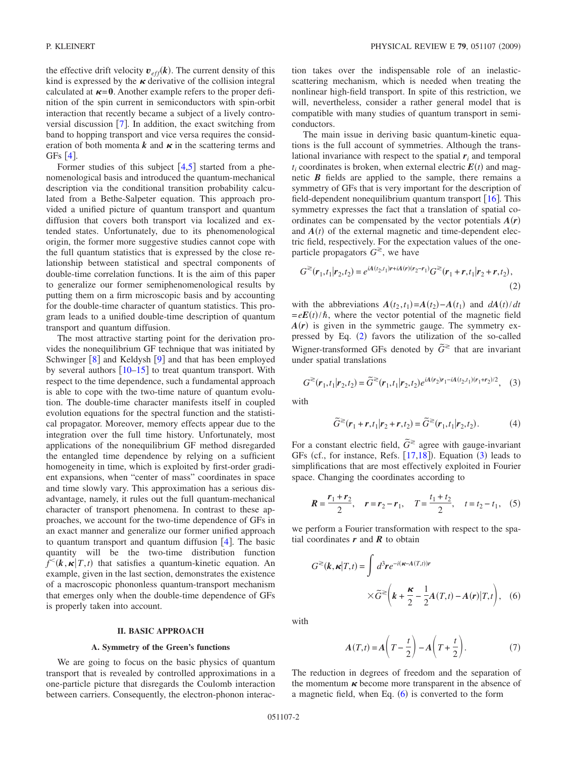the effective drift velocity $\boldsymbol{v}_{eff}(\boldsymbol{k})$. The current density of this kind is expressed by the $\boldsymbol{\kappa}$ derivative of the collision integral calculated at $\boldsymbol{\kappa}=\boldsymbol{0}$. Another example refers to the proper definition of the spin current in semiconductors with spin-orbit interaction that recently became a subject of a lively controversial discussion [7]. In addition, the exact switching from band to hopping transport and vice versa requires the consideration of both momenta $\boldsymbol{k}$ and $\boldsymbol{\kappa}$ in the scattering terms and GFs [4].

Former studies of this subject [4,5] started from a phenomenological basis and introduced the quantum-mechanical description via the conditional transition probability calculated from a Bethe-Salpeter equation. This approach provided a unified picture of quantum transport and quantum diffusion that covers both transport via localized and extended states. Unfortunately, due to its phenomenological origin, the former more suggestive studies cannot cope with the full quantum statistics that is expressed by the close relationship between statistical and spectral components of double-time correlation functions. It is the aim of this paper to generalize our former semiphenomenological results by putting them on a firm microscopic basis and by accounting for the double-time character of quantum statistics. This program leads to a unified double-time description of quantum transport and quantum diffusion.

The most attractive starting point for the derivation provides the nonequilibrium GF technique that was initiated by Schwinger [8] and Keldysh [9] and that has been employed by several authors [10–15] to treat quantum transport. With respect to the time dependence, such a fundamental approach is able to cope with the two-time nature of quantum evolution. The double-time character manifests itself in coupled evolution equations for the spectral function and the statistical propagator. Moreover, memory effects appear due to the integration over the full time history. Unfortunately, most applications of the nonequilibrium GF method disregarded the entangled time dependence by relying on a sufficient homogeneity in time, which is exploited by first-order gradient expansions, when "center of mass" coordinates in space and time slowly vary. This approximation has a serious disadvantage, namely, it rules out the full quantum-mechanical character of transport phenomena. In contrast to these approaches, we account for the two-time dependence of GFs in an exact manner and generalize our former unified approach to quantum transport and quantum diffusion [4]. The basic quantity will be the two-time distribution function $f^{<}(\boldsymbol{k},\boldsymbol{\kappa}|T,t)$ that satisfies a quantum-kinetic equation. An example, given in the last section, demonstrates the existence of a macroscopic phononless quantum-transport mechanism that emerges only when the double-time dependence of GFs is properly taken into account.

## II. BASIC APPROACH

### A. Symmetry of the Green's functions

We are going to focus on the basic physics of quantum transport that is revealed by controlled approximations in a one-particle picture that disregards the Coulomb interaction between carriers. Consequently, the electron-phonon interaction takes over the indispensable role of an inelastic-scattering mechanism, which is needed when treating the nonlinear high-field transport. In spite of this restriction, we will, nevertheless, consider a rather general model that is compatible with many studies of quantum transport in semiconductors.

The main issue in deriving basic quantum-kinetic equations is the full account of symmetries. Although the translational invariance with respect to the spatial $\boldsymbol{r}_i$ and temporal $t_i$ coordinates is broken, when external electric $\boldsymbol{E}(t)$ and magnetic $\boldsymbol{B}$ fields are applied to the sample, there remains a symmetry of GFs that is very important for the description of field-dependent nonequilibrium quantum transport [16]. This symmetry expresses the fact that a translation of spatial coordinates can be compensated by the vector potentials $\boldsymbol{A}(\boldsymbol{r})$ and $\boldsymbol{A}(t)$ of the external magnetic and time-dependent electric field, respectively. For the expectation values of the one-particle propagators $G^{\gtrless}$, we have

$$G^{\gtrless}(\boldsymbol{r}_1,t_1|\boldsymbol{r}_2,t_2)=e^{i\boldsymbol{A}(t_2,t_1)\boldsymbol{r}+i\boldsymbol{A}(\boldsymbol{r})(\boldsymbol{r}_2-\boldsymbol{r}_1)}G^{\gtrless}(\boldsymbol{r}_1+\boldsymbol{r},t_1|\boldsymbol{r}_2+\boldsymbol{r},t_2), \tag{2}$$

with the abbreviations $\boldsymbol{A}(t_2,t_1)=\boldsymbol{A}(t_2)-\boldsymbol{A}(t_1)$ and $d\boldsymbol{A}(t)/dt=e\boldsymbol{E}(t)/\hbar$, where the vector potential of the magnetic field $\boldsymbol{A}(\boldsymbol{r})$ is given in the symmetric gauge. The symmetry expressed by Eq. (2) favors the utilization of the so-called Wigner-transformed GFs denoted by $\widetilde{G}^{\gtrless}$ that are invariant under spatial translations

$$G^{\gtrless}(\boldsymbol{r}_1,t_1|\boldsymbol{r}_2,t_2)=\widetilde{G}^{\gtrless}(\boldsymbol{r}_1,t_1|\boldsymbol{r}_2,t_2)e^{i\boldsymbol{A}(\boldsymbol{r}_2)\boldsymbol{r}_1-i\boldsymbol{A}(t_2,t_1)(\boldsymbol{r}_1+\boldsymbol{r}_2)/2}, \tag{3}$$

with

$$\widetilde{G}^{\gtrless}(\boldsymbol{r}_1+\boldsymbol{r},t_1|\boldsymbol{r}_2+\boldsymbol{r},t_2)=\widetilde{G}^{\gtrless}(\boldsymbol{r}_1,t_1|\boldsymbol{r}_2,t_2). \tag{4}$$

For a constant electric field, $\widetilde{G}^{\gtrless}$ agree with gauge-invariant GFs (cf., for instance, Refs. [17,18]). Equation (3) leads to simplifications that are most effectively exploited in Fourier space. Changing the coordinates according to

$$\boldsymbol{R}=\frac{\boldsymbol{r}_1+\boldsymbol{r}_2}{2},\quad \boldsymbol{r}=\boldsymbol{r}_2-\boldsymbol{r}_1,\quad T=\frac{t_1+t_2}{2},\quad t=t_2-t_1, \tag{5}$$

we perform a Fourier transformation with respect to the spatial coordinates $\boldsymbol{r}$ and $\boldsymbol{R}$ to obtain

$$G^{\gtrless}(\boldsymbol{k},\boldsymbol{\kappa}|T,t)=\int d^3\boldsymbol{r}e^{-i(\boldsymbol{\kappa}-\boldsymbol{A}(T,t))\boldsymbol{r}}\times\widetilde{G}^{\gtrless}\left(\boldsymbol{k}+\frac{\boldsymbol{\kappa}}{2}-\frac{1}{2}\boldsymbol{A}(T,t)-\boldsymbol{A}(\boldsymbol{r})|T,t\right), \tag{6}$$

with

$$\boldsymbol{A}(T,t)=\boldsymbol{A}\left(T-\frac{t}{2}\right)-\boldsymbol{A}\left(T+\frac{t}{2}\right). \tag{7}$$

The reduction in degrees of freedom and the separation of the momentum $\boldsymbol{\kappa}$ become more transparent in the absence of a magnetic field, when Eq. (6) is converted to the form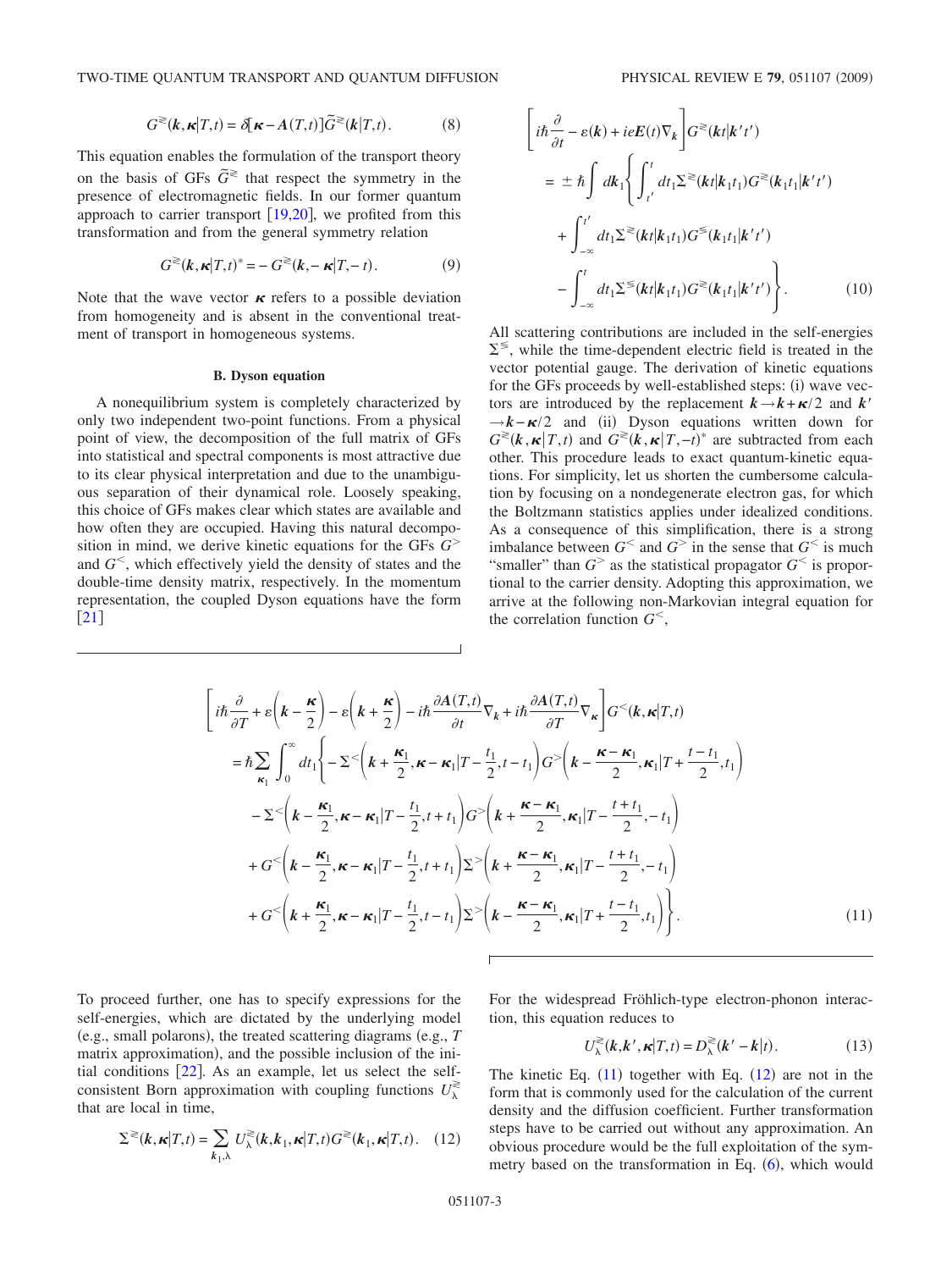$$G^{\gtrless}(\boldsymbol{k},\boldsymbol{\kappa}|T,t) = \delta[\boldsymbol{\kappa} - \boldsymbol{A}(T,t)]\widetilde{G}^{\gtrless}(\boldsymbol{k}|T,t). \tag{8}$$

This equation enables the formulation of the transport theory on the basis of GFs $\widetilde{G}^{\gtrless}$ that respect the symmetry in the presence of electromagnetic fields. In our former quantum approach to carrier transport [19,20], we profited from this transformation and from the general symmetry relation

$$G^{\gtrless}(\boldsymbol{k},\boldsymbol{\kappa}|T,t)^* = -G^{\gtrless}(\boldsymbol{k},-\boldsymbol{\kappa}|T,-t). \tag{9}$$

Note that the wave vector $\boldsymbol{\kappa}$ refers to a possible deviation from homogeneity and is absent in the conventional treatment of transport in homogeneous systems.

### B. Dyson equation

A nonequilibrium system is completely characterized by only two independent two-point functions. From a physical point of view, the decomposition of the full matrix of GFs into statistical and spectral components is most attractive due to its clear physical interpretation and due to the unambiguous separation of their dynamical role. Loosely speaking, this choice of GFs makes clear which states are available and how often they are occupied. Having this natural decomposition in mind, we derive kinetic equations for the GFs $G^>$ and $G^<$, which effectively yield the density of states and the double-time density matrix, respectively. In the momentum representation, the coupled Dyson equations have the form [21]

$$\begin{aligned}
&\left[i\hbar\frac{\partial}{\partial t} - \varepsilon(\boldsymbol{k}) + ie\boldsymbol{E}(t)\nabla_{\boldsymbol{k}}\right]G^{\gtrless}(\boldsymbol{k}t|\boldsymbol{k}'t') \\
&= \pm\hbar\int d\boldsymbol{k}_1\left\{\int_{t'}^{t}dt_1\Sigma^{\gtrless}(\boldsymbol{k}t|\boldsymbol{k}_1t_1)G^{\gtrless}(\boldsymbol{k}_1t_1|\boldsymbol{k}'t')\right. \\
&\quad + \int_{-\infty}^{t'}dt_1\Sigma^{\gtrless}(\boldsymbol{k}t|\boldsymbol{k}_1t_1)G^{\lessgtr}(\boldsymbol{k}_1t_1|\boldsymbol{k}'t') \\
&\quad \left. - \int_{-\infty}^{t}dt_1\Sigma^{\lessgtr}(\boldsymbol{k}t|\boldsymbol{k}_1t_1)G^{\gtrless}(\boldsymbol{k}_1t_1|\boldsymbol{k}'t')\right\}.
\end{aligned} \tag{10}$$

All scattering contributions are included in the self-energies $\Sigma^{\gtrless}$, while the time-dependent electric field is treated in the vector potential gauge. The derivation of kinetic equations for the GFs proceeds by well-established steps: (i) wave vectors are introduced by the replacement $\boldsymbol{k}\to\boldsymbol{k}+\boldsymbol{\kappa}/2$ and $\boldsymbol{k}'\to\boldsymbol{k}-\boldsymbol{\kappa}/2$ and (ii) Dyson equations written down for $G^{\gtrless}(\boldsymbol{k},\boldsymbol{\kappa}|T,t)$ and $G^{\gtrless}(\boldsymbol{k},\boldsymbol{\kappa}|T,-t)^*$ are subtracted from each other. This procedure leads to exact quantum-kinetic equations. For simplicity, let us shorten the cumbersome calculation by focusing on a nondegenerate electron gas, for which the Boltzmann statistics applies under idealized conditions. As a consequence of this simplification, there is a strong imbalance between $G^<$ and $G^>$ in the sense that $G^<$ is much "smaller" than $G^>$ as the statistical propagator $G^<$ is proportional to the carrier density. Adopting this approximation, we arrive at the following non-Markovian integral equation for the correlation function $G^<$,

$$\begin{aligned}
&\left[i\hbar\frac{\partial}{\partial T} + \varepsilon\left(\boldsymbol{k}-\frac{\boldsymbol{\kappa}}{2}\right) - \varepsilon\left(\boldsymbol{k}+\frac{\boldsymbol{\kappa}}{2}\right) - i\hbar\frac{\partial \boldsymbol{A}(T,t)}{\partial t}\nabla_{\boldsymbol{k}} + i\hbar\frac{\partial \boldsymbol{A}(T,t)}{\partial T}\nabla_{\boldsymbol{\kappa}}\right]G^<(\boldsymbol{k},\boldsymbol{\kappa}|T,t) \\
&= \hbar\sum_{\boldsymbol{\kappa}_1}\int_0^{\infty}dt_1\left\{-\Sigma^<\left(\boldsymbol{k}+\frac{\boldsymbol{\kappa}_1}{2},\boldsymbol{\kappa}-\boldsymbol{\kappa}_1\middle|T-\frac{t_1}{2},t-t_1\right)G^>\left(\boldsymbol{k}-\frac{\boldsymbol{\kappa}-\boldsymbol{\kappa}_1}{2},\boldsymbol{\kappa}_1\middle|T+\frac{t-t_1}{2},t_1\right)\right. \\
&\quad - \Sigma^<\left(\boldsymbol{k}-\frac{\boldsymbol{\kappa}_1}{2},\boldsymbol{\kappa}-\boldsymbol{\kappa}_1\middle|T-\frac{t_1}{2},t+t_1\right)G^>\left(\boldsymbol{k}+\frac{\boldsymbol{\kappa}-\boldsymbol{\kappa}_1}{2},\boldsymbol{\kappa}_1\middle|T-\frac{t+t_1}{2},-t_1\right) \\
&\quad + G^<\left(\boldsymbol{k}-\frac{\boldsymbol{\kappa}_1}{2},\boldsymbol{\kappa}-\boldsymbol{\kappa}_1\middle|T-\frac{t_1}{2},t+t_1\right)\Sigma^>\left(\boldsymbol{k}+\frac{\boldsymbol{\kappa}-\boldsymbol{\kappa}_1}{2},\boldsymbol{\kappa}_1\middle|T-\frac{t+t_1}{2},-t_1\right) \\
&\quad \left. + G^<\left(\boldsymbol{k}+\frac{\boldsymbol{\kappa}_1}{2},\boldsymbol{\kappa}-\boldsymbol{\kappa}_1\middle|T-\frac{t_1}{2},t-t_1\right)\Sigma^>\left(\boldsymbol{k}-\frac{\boldsymbol{\kappa}-\boldsymbol{\kappa}_1}{2},\boldsymbol{\kappa}_1\middle|T+\frac{t-t_1}{2},t_1\right)\right\}.
\end{aligned} \tag{11}$$

To proceed further, one has to specify expressions for the self-energies, which are dictated by the underlying model (e.g., small polarons), the treated scattering diagrams (e.g., $T$ matrix approximation), and the possible inclusion of the initial conditions [22]. As an example, let us select the self-consistent Born approximation with coupling functions $U_\lambda^{\gtrless}$ that are local in time,

$$\Sigma^{\gtrless}(\boldsymbol{k},\boldsymbol{\kappa}|T,t) = \sum_{\boldsymbol{k}_1,\lambda}U_\lambda^{\gtrless}(\boldsymbol{k},\boldsymbol{k}_1,\boldsymbol{\kappa}|T,t)G^{\gtrless}(\boldsymbol{k}_1,\boldsymbol{\kappa}|T,t). \tag{12}$$

For the widespread Fröhlich-type electron-phonon interaction, this equation reduces to

$$U_\lambda^{\gtrless}(\boldsymbol{k},\boldsymbol{k}',\boldsymbol{\kappa}|T,t) = D_\lambda^{\gtrless}(\boldsymbol{k}'-\boldsymbol{k}|t). \tag{13}$$

The kinetic Eq. (11) together with Eq. (12) are not in the form that is commonly used for the calculation of the current density and the diffusion coefficient. Further transformation steps have to be carried out without any approximation. An obvious procedure would be the full exploitation of the symmetry based on the transformation in Eq. (6), which would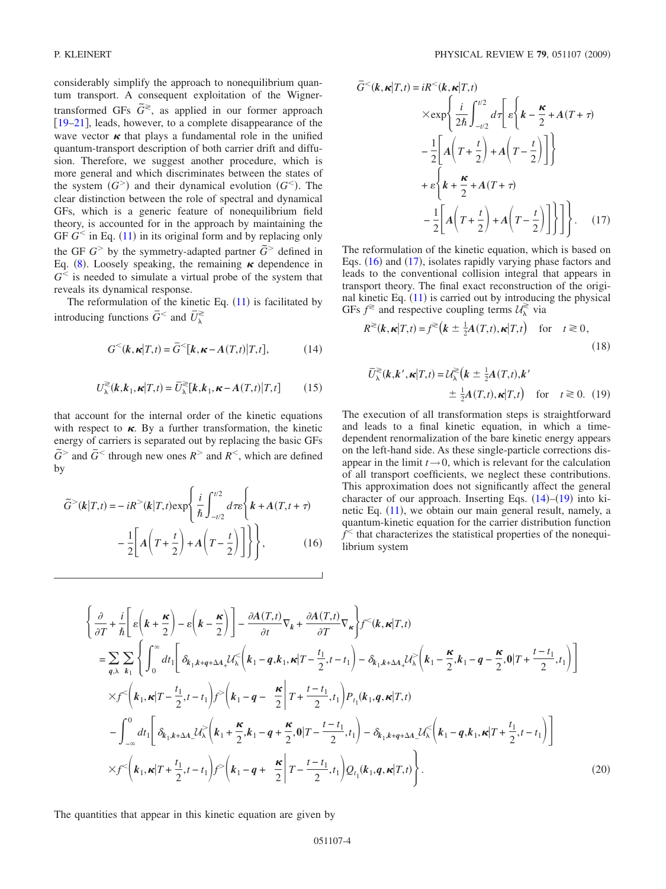considerably simplify the approach to nonequilibrium quantum transport. A consequent exploitation of the Wigner-transformed GFs $\tilde{G}^{\gtrless}$, as applied in our former approach [19–21], leads, however, to a complete disappearance of the wave vector $\boldsymbol{\kappa}$ that plays a fundamental role in the unified quantum-transport description of both carrier drift and diffusion. Therefore, we suggest another procedure, which is more general and which discriminates between the states of the system ($G^{>}$) and their dynamical evolution ($G^{<}$). The clear distinction between the role of spectral and dynamical GFs, which is a generic feature of nonequilibrium field theory, is accounted for in the approach by maintaining the GF $G^{<}$ in Eq. (11) in its original form and by replacing only the GF $G^{>}$ by the symmetry-adapted partner $\tilde{G}^{>}$ defined in Eq. (8). Loosely speaking, the remaining $\boldsymbol{\kappa}$ dependence in $G^{<}$ is needed to simulate a virtual probe of the system that reveals its dynamical response.

The reformulation of the kinetic Eq. (11) is facilitated by introducing functions $\bar{G}^{<}$ and $\bar{U}_{\lambda}^{\gtrless}$

$$G^{<}(\boldsymbol{k},\boldsymbol{\kappa}|T,t) = \bar{G}^{<}[\boldsymbol{k},\boldsymbol{\kappa}-\boldsymbol{A}(T,t)|T,t], \tag{14}$$

$$U_{\lambda}^{\gtrless}(\boldsymbol{k},\boldsymbol{k}_1,\boldsymbol{\kappa}|T,t) = \bar{U}_{\lambda}^{\gtrless}[\boldsymbol{k},\boldsymbol{k}_1,\boldsymbol{\kappa}-\boldsymbol{A}(T,t)|T,t] \tag{15}$$

that account for the internal order of the kinetic equations with respect to $\boldsymbol{\kappa}$. By a further transformation, the kinetic energy of carriers is separated out by replacing the basic GFs $\tilde{G}^{>}$ and $\bar{G}^{<}$ through new ones $R^{>}$ and $R^{<}$, which are defined by

$$\tilde{G}^{>}(\boldsymbol{k}|T,t) = -iR^{>}(\boldsymbol{k}|T,t)\exp\left\{\frac{i}{\hbar}\int_{-t/2}^{t/2} d\tau\varepsilon\left\{\boldsymbol{k}+\boldsymbol{A}(T,t+\tau) - \frac{1}{2}\left[\boldsymbol{A}\left(T+\frac{t}{2}\right)+\boldsymbol{A}\left(T-\frac{t}{2}\right)\right]\right\}\right\}, \tag{16}$$

$$\begin{aligned}\bar{G}^{<}(\boldsymbol{k},\boldsymbol{\kappa}|T,t) = iR^{<}(\boldsymbol{k},\boldsymbol{\kappa}|T,t) &\times\exp\left\{\frac{i}{2\hbar}\int_{-t/2}^{t/2} d\tau\left[\varepsilon\left\{\boldsymbol{k}-\frac{\boldsymbol{\kappa}}{2}+\boldsymbol{A}(T+\tau) - \frac{1}{2}\left[\boldsymbol{A}\left(T+\frac{t}{2}\right)+\boldsymbol{A}\left(T-\frac{t}{2}\right)\right]\right\}\right.\right.\\ &\left.\left.+\varepsilon\left\{\boldsymbol{k}+\frac{\boldsymbol{\kappa}}{2}+\boldsymbol{A}(T+\tau) - \frac{1}{2}\left[\boldsymbol{A}\left(T+\frac{t}{2}\right)+\boldsymbol{A}\left(T-\frac{t}{2}\right)\right]\right\}\right]\right\}. \end{aligned}\tag{17}$$

The reformulation of the kinetic equation, which is based on Eqs. (16) and (17), isolates rapidly varying phase factors and leads to the conventional collision integral that appears in transport theory. The final exact reconstruction of the original kinetic Eq. (11) is carried out by introducing the physical GFs $f^{\gtrless}$ and respective coupling terms $\mathcal{U}_{\lambda}^{\gtrless}$ via

$$R^{\gtrless}(\boldsymbol{k},\boldsymbol{\kappa}|T,t) = f^{\gtrless}\left(\boldsymbol{k}\pm\tfrac{1}{2}\boldsymbol{A}(T,t),\boldsymbol{\kappa}|T,t\right) \quad \text{for} \quad t \gtrless 0, \tag{18}$$

$$\bar{U}_{\lambda}^{\gtrless}(\boldsymbol{k},\boldsymbol{k}',\boldsymbol{\kappa}|T,t) = \mathcal{U}_{\lambda}^{\gtrless}\left(\boldsymbol{k}\pm\tfrac{1}{2}\boldsymbol{A}(T,t),\boldsymbol{k}'\pm\tfrac{1}{2}\boldsymbol{A}(T,t),\boldsymbol{\kappa}|T,t\right) \quad \text{for} \quad t \gtrless 0. \tag{19}$$

The execution of all transformation steps is straightforward and leads to a final kinetic equation, in which a time-dependent renormalization of the bare kinetic energy appears on the left-hand side. As these single-particle corrections disappear in the limit $t\to 0$, which is relevant for the calculation of all transport coefficients, we neglect these contributions. This approximation does not significantly affect the general character of our approach. Inserting Eqs. (14)–(19) into kinetic Eq. (11), we obtain our main general result, namely, a quantum-kinetic equation for the carrier distribution function $f^{<}$ that characterizes the statistical properties of the nonequilibrium system

$$\begin{aligned}
&\left\{\frac{\partial}{\partial T}+\frac{i}{\hbar}\left[\varepsilon\left(\boldsymbol{k}+\frac{\boldsymbol{\kappa}}{2}\right)-\varepsilon\left(\boldsymbol{k}-\frac{\boldsymbol{\kappa}}{2}\right)\right]-\frac{\partial \boldsymbol{A}(T,t)}{\partial t}\nabla_{\boldsymbol{k}}+\frac{\partial \boldsymbol{A}(T,t)}{\partial T}\nabla_{\boldsymbol{\kappa}}\right\}f^{<}(\boldsymbol{k},\boldsymbol{\kappa}|T,t)\\
&=\sum_{\boldsymbol{q},\lambda}\sum_{\boldsymbol{k}_1}\left\{\int_0^{\infty}dt_1\left[\delta_{\boldsymbol{k}_1,\boldsymbol{k}+\boldsymbol{q}+\Delta A_+}\mathcal{U}_{\lambda}^{<}\left(\boldsymbol{k}_1-\boldsymbol{q},\boldsymbol{k}_1,\boldsymbol{\kappa}|T-\frac{t_1}{2},t-t_1\right)-\delta_{\boldsymbol{k}_1,\boldsymbol{k}+\Delta A_+}\mathcal{U}_{\lambda}^{>}\left(\boldsymbol{k}_1-\frac{\boldsymbol{\kappa}}{2},\boldsymbol{k}_1-\boldsymbol{q}-\frac{\boldsymbol{\kappa}}{2},\boldsymbol{0}|T+\frac{t-t_1}{2},t_1\right)\right]\right.\\
&\quad\times f^{<}\left(\boldsymbol{k}_1,\boldsymbol{\kappa}|T-\frac{t_1}{2},t-t_1\right)f^{>}\left(\boldsymbol{k}_1-\boldsymbol{q}-\frac{\boldsymbol{\kappa}}{2}\left|T+\frac{t-t_1}{2},t_1\right.\right)P_{t_1}(\boldsymbol{k}_1,\boldsymbol{q},\boldsymbol{\kappa}|T,t)\\
&\quad-\int_{-\infty}^{0}dt_1\left[\delta_{\boldsymbol{k}_1,\boldsymbol{k}+\Delta A_-}\mathcal{U}_{\lambda}^{>}\left(\boldsymbol{k}_1+\frac{\boldsymbol{\kappa}}{2},\boldsymbol{k}_1-\boldsymbol{q}+\frac{\boldsymbol{\kappa}}{2},\boldsymbol{0}|T-\frac{t-t_1}{2},t_1\right)-\delta_{\boldsymbol{k}_1,\boldsymbol{k}+\boldsymbol{q}+\Delta A_-}\mathcal{U}_{\lambda}^{<}\left(\boldsymbol{k}_1-\boldsymbol{q},\boldsymbol{k}_1,\boldsymbol{\kappa}|T+\frac{t_1}{2},t-t_1\right)\right]\\
&\quad\left.\times f^{<}\left(\boldsymbol{k}_1,\boldsymbol{\kappa}|T+\frac{t_1}{2},t-t_1\right)f^{>}\left(\boldsymbol{k}_1-\boldsymbol{q}+\frac{\boldsymbol{\kappa}}{2}\left|T-\frac{t-t_1}{2},t_1\right.\right)Q_{t_1}(\boldsymbol{k}_1,\boldsymbol{q},\boldsymbol{\kappa}|T,t)\right\}.
\end{aligned}\tag{20}$$

The quantities that appear in this kinetic equation are given by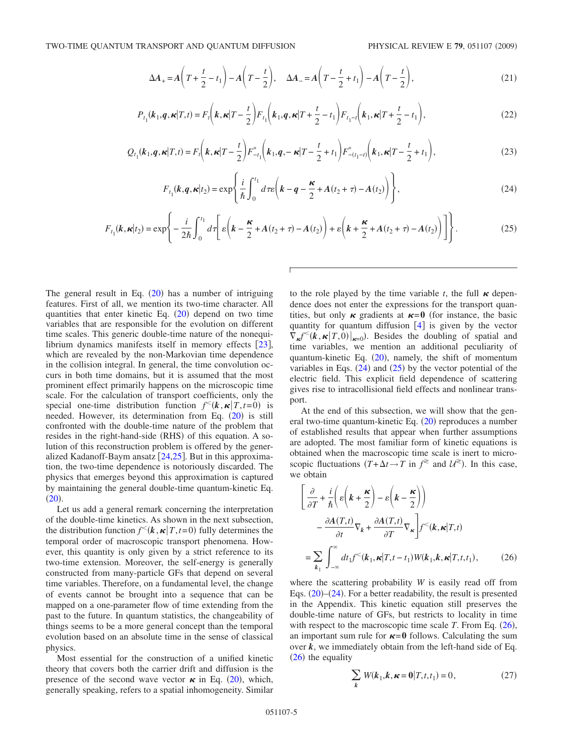$$\Delta \boldsymbol{A}_{+} = \boldsymbol{A}\left(T + \frac{t}{2} - t_1\right) - \boldsymbol{A}\left(T - \frac{t}{2}\right), \quad \Delta \boldsymbol{A}_{-} = \boldsymbol{A}\left(T - \frac{t}{2} + t_1\right) - \boldsymbol{A}\left(T - \frac{t}{2}\right), \tag{21}$$

$$P_{t_1}(\boldsymbol{k}_1, \boldsymbol{q}, \boldsymbol{\kappa}|T,t) = F_t\left(\boldsymbol{k}, \boldsymbol{\kappa}|T - \frac{t}{2}\right) F_{t_1}\left(\boldsymbol{k}_1, \boldsymbol{q}, \boldsymbol{\kappa}|T + \frac{t}{2} - t_1\right) F_{t_1 - t}\left(\boldsymbol{k}_1, \boldsymbol{\kappa}|T + \frac{t}{2} - t_1\right), \tag{22}$$

$$Q_{t_1}(\boldsymbol{k}_1, \boldsymbol{q}, \boldsymbol{\kappa}|T,t) = F_t\left(\boldsymbol{k}, \boldsymbol{\kappa}|T - \frac{t}{2}\right) F^{*}_{-t_1}\left(\boldsymbol{k}_1, \boldsymbol{q}, -\boldsymbol{\kappa}|T - \frac{t}{2} + t_1\right) F^{*}_{-(t_1 - t)}\left(\boldsymbol{k}_1, \boldsymbol{\kappa}|T - \frac{t}{2} + t_1\right), \tag{23}$$

$$F_{t_1}(\boldsymbol{k}, \boldsymbol{q}, \boldsymbol{\kappa}|t_2) = \exp\left\{ \frac{i}{\hbar} \int_0^{t_1} d\tau \varepsilon\left(\boldsymbol{k} - \boldsymbol{q} - \frac{\boldsymbol{\kappa}}{2} + \boldsymbol{A}(t_2 + \tau) - \boldsymbol{A}(t_2)\right) \right\}, \tag{24}$$

$$F_{t_1}(\boldsymbol{k}, \boldsymbol{\kappa}|t_2) = \exp\left\{ -\frac{i}{2\hbar} \int_0^{t_1} d\tau \left[ \varepsilon\left(\boldsymbol{k} - \frac{\boldsymbol{\kappa}}{2} + \boldsymbol{A}(t_2 + \tau) - \boldsymbol{A}(t_2)\right) + \varepsilon\left(\boldsymbol{k} + \frac{\boldsymbol{\kappa}}{2} + \boldsymbol{A}(t_2 + \tau) - \boldsymbol{A}(t_2)\right) \right] \right\}. \tag{25}$$

The general result in Eq. (20) has a number of intriguing features. First of all, we mention its two-time character. All quantities that enter kinetic Eq. (20) depend on two time variables that are responsible for the evolution on different time scales. This generic double-time nature of the nonequilibrium dynamics manifests itself in memory effects [23], which are revealed by the non-Markovian time dependence in the collision integral. In general, the time convolution occurs in both time domains, but it is assumed that the most prominent effect primarily happens on the microscopic time scale. For the calculation of transport coefficients, only the special one-time distribution function $f^{<}(\boldsymbol{k}, \boldsymbol{\kappa}|T, t=0)$ is needed. However, its determination from Eq. (20) is still confronted with the double-time nature of the problem that resides in the right-hand-side (RHS) of this equation. A solution of this reconstruction problem is offered by the generalized Kadanoff-Baym ansatz [24,25]. But in this approximation, the two-time dependence is notoriously discarded. The physics that emerges beyond this approximation is captured by maintaining the general double-time quantum-kinetic Eq. (20).

Let us add a general remark concerning the interpretation of the double-time kinetics. As shown in the next subsection, the distribution function $f^{<}(\boldsymbol{k}, \boldsymbol{\kappa}|T, t=0)$ fully determines the temporal order of macroscopic transport phenomena. However, this quantity is only given by a strict reference to its two-time extension. Moreover, the self-energy is generally constructed from many-particle GFs that depend on several time variables. Therefore, on a fundamental level, the change of events cannot be brought into a sequence that can be mapped on a one-parameter flow of time extending from the past to the future. In quantum statistics, the changeability of things seems to be a more general concept than the temporal evolution based on an absolute time in the sense of classical physics.

Most essential for the construction of a unified kinetic theory that covers both the carrier drift and diffusion is the presence of the second wave vector $\boldsymbol{\kappa}$ in Eq. (20), which, generally speaking, refers to a spatial inhomogeneity. Similar to the role played by the time variable $t$, the full $\boldsymbol{\kappa}$ dependence does not enter the expressions for the transport quantities, but only $\boldsymbol{\kappa}$ gradients at $\boldsymbol{\kappa}=\boldsymbol{0}$ (for instance, the basic quantity for quantum diffusion [4] is given by the vector $\nabla_{\boldsymbol{\kappa}} f^{<}(\boldsymbol{k}, \boldsymbol{\kappa}|T, 0)|_{\boldsymbol{\kappa}=0}$). Besides the doubling of spatial and time variables, we mention an additional peculiarity of quantum-kinetic Eq. (20), namely, the shift of momentum variables in Eqs. (24) and (25) by the vector potential of the electric field. This explicit field dependence of scattering gives rise to intracollisional field effects and nonlinear transport.

At the end of this subsection, we will show that the general two-time quantum-kinetic Eq. (20) reproduces a number of established results that appear when further assumptions are adopted. The most familiar form of kinetic equations is obtained when the macroscopic time scale is inert to microscopic fluctuations ($T + \Delta t \to T$ in $f^{\gtrless}$ and $\mathcal{U}^{\gtrless}$). In this case, we obtain

$$\left[ \frac{\partial}{\partial T} + \frac{i}{\hbar}\left( \varepsilon\left(\boldsymbol{k} + \frac{\boldsymbol{\kappa}}{2}\right) - \varepsilon\left(\boldsymbol{k} - \frac{\boldsymbol{\kappa}}{2}\right) \right) - \frac{\partial \boldsymbol{A}(T,t)}{\partial t}\nabla_{\boldsymbol{k}} + \frac{\partial \boldsymbol{A}(T,t)}{\partial T}\nabla_{\boldsymbol{\kappa}} \right] f^{<}(\boldsymbol{k}, \boldsymbol{\kappa}|T,t)$$
$$= \sum_{\boldsymbol{k}_1} \int_{-\infty}^{\infty} dt_1 f^{<}(\boldsymbol{k}_1, \boldsymbol{\kappa}|T, t - t_1) W(\boldsymbol{k}_1, \boldsymbol{k}, \boldsymbol{\kappa}|T, t, t_1), \tag{26}$$

where the scattering probability $W$ is easily read off from Eqs. (20)–(24). For a better readability, the result is presented in the Appendix. This kinetic equation still preserves the double-time nature of GFs, but restricts to locality in time with respect to the macroscopic time scale $T$. From Eq. (26), an important sum rule for $\boldsymbol{\kappa}=\boldsymbol{0}$ follows. Calculating the sum over $\boldsymbol{k}$, we immediately obtain from the left-hand side of Eq. (26) the equality

$$\sum_{\boldsymbol{k}} W(\boldsymbol{k}_1, \boldsymbol{k}, \boldsymbol{\kappa} = \boldsymbol{0}|T, t, t_1) = 0, \tag{27}$$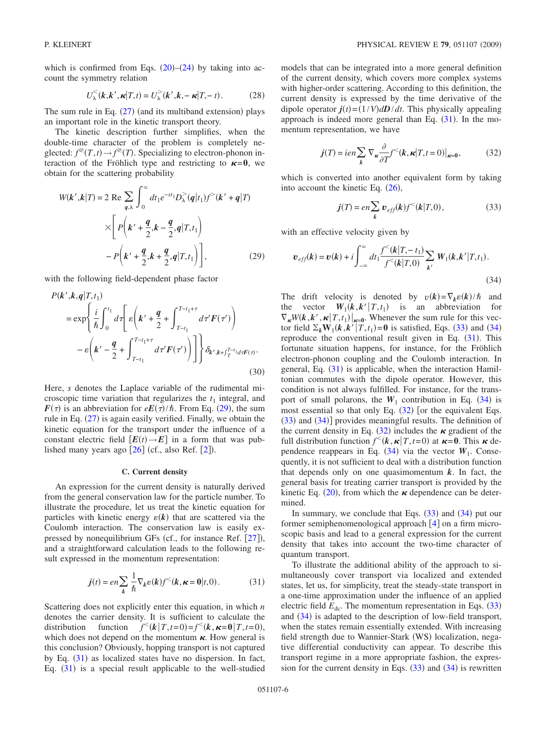which is confirmed from Eqs. (20)–(24) by taking into account the symmetry relation

$$U_{\lambda}^{<}(\boldsymbol{k},\boldsymbol{k}',\boldsymbol{\kappa}|T,t) = U_{\lambda}^{>}(\boldsymbol{k}',\boldsymbol{k},-\boldsymbol{\kappa}|T,-t). \tag{28}$$

The sum rule in Eq. (27) (and its multiband extension) plays an important role in the kinetic transport theory.

The kinetic description further simplifies, when the double-time character of the problem is completely neglected: $f^{\gtrless}(T,t)\to f^{\gtrless}(T)$. Specializing to electron-phonon interaction of the Fröhlich type and restricting to $\boldsymbol{\kappa}=\boldsymbol{0}$, we obtain for the scattering probability

$$\begin{aligned}W(\boldsymbol{k}',\boldsymbol{k}|T) = 2\,\mathrm{Re}\sum_{\boldsymbol{q},\lambda}\int_0^{\infty} dt_1 e^{-st_1} D_{\lambda}^{>}(\boldsymbol{q}|t_1) f^{>}(\boldsymbol{k}'+\boldsymbol{q}|T)\\ \times\left[P\left(\boldsymbol{k}'+\frac{\boldsymbol{q}}{2},\boldsymbol{k}-\frac{\boldsymbol{q}}{2},\boldsymbol{q}|T,t_1\right)\right.\\ \left. - P\left(\boldsymbol{k}'+\frac{\boldsymbol{q}}{2},\boldsymbol{k}+\frac{\boldsymbol{q}}{2},\boldsymbol{q}|T,t_1\right)\right],\end{aligned} \tag{29}$$

with the following field-dependent phase factor

$$\begin{aligned}P(\boldsymbol{k}',\boldsymbol{k},\boldsymbol{q}|T,t_1) &= \exp\left\{\frac{i}{\hbar}\int_0^{t_1} d\tau\left[\varepsilon\left(\boldsymbol{k}'+\frac{\boldsymbol{q}}{2}+\int_{T-t_1}^{T-t_1+\tau} d\tau' \boldsymbol{F}(\tau')\right)\right.\right.\\ &\left.\left. - \varepsilon\left(\boldsymbol{k}'-\frac{\boldsymbol{q}}{2}+\int_{T-t_1}^{T-t_1+\tau} d\tau' \boldsymbol{F}(\tau')\right)\right]\right\}\delta_{\boldsymbol{k}',\boldsymbol{k}+\int_{T}^{T-t_1}d\tau \boldsymbol{F}(\tau)}.\end{aligned} \tag{30}$$

Here, $s$ denotes the Laplace variable of the rudimental microscopic time variation that regularizes the $t_1$ integral, and $\boldsymbol{F}(\tau)$ is an abbreviation for $e\boldsymbol{E}(\tau)/\hbar$. From Eq. (29), the sum rule in Eq. (27) is again easily verified. Finally, we obtain the kinetic equation for the transport under the influence of a constant electric field $[\boldsymbol{E}(t)\to\boldsymbol{E}]$ in a form that was published many years ago [26] (cf., also Ref. [2]).

### C. Current density

An expression for the current density is naturally derived from the general conservation law for the particle number. To illustrate the procedure, let us treat the kinetic equation for particles with kinetic energy $\varepsilon(\boldsymbol{k})$ that are scattered via the Coulomb interaction. The conservation law is easily expressed by nonequilibrium GFs (cf., for instance Ref. [27]), and a straightforward calculation leads to the following result expressed in the momentum representation:

$$\boldsymbol{j}(t) = en\sum_{\boldsymbol{k}}\frac{1}{\hbar}\nabla_{\boldsymbol{k}}\varepsilon(\boldsymbol{k}) f^{<}(\boldsymbol{k},\boldsymbol{\kappa}=\boldsymbol{0}|t,0). \tag{31}$$

Scattering does not explicitly enter this equation, in which $n$ denotes the carrier density. It is sufficient to calculate the distribution function $f^{<}(\boldsymbol{k}|T,t=0)=f^{<}(\boldsymbol{k},\boldsymbol{\kappa}=\boldsymbol{0}|T,t=0)$, which does not depend on the momentum $\boldsymbol{\kappa}$. How general is this conclusion? Obviously, hopping transport is not captured by Eq. (31) as localized states have no dispersion. In fact, Eq. (31) is a special result applicable to the well-studied models that can be integrated into a more general definition of the current density, which covers more complex systems with higher-order scattering. According to this definition, the current density is expressed by the time derivative of the dipole operator $\boldsymbol{j}(t)=(1/V)d\boldsymbol{D}/dt$. This physically appealing approach is indeed more general than Eq. (31). In the momentum representation, we have

$$\boldsymbol{j}(T) = ien\sum_{\boldsymbol{k}}\nabla_{\boldsymbol{\kappa}}\frac{\partial}{\partial T} f^{<}(\boldsymbol{k},\boldsymbol{\kappa}|T,t=0)|_{\boldsymbol{\kappa}=\boldsymbol{0}}, \tag{32}$$

which is converted into another equivalent form by taking into account the kinetic Eq. (26),

$$\boldsymbol{j}(T) = en\sum_{\boldsymbol{k}}\boldsymbol{v}_{eff}(\boldsymbol{k}) f^{<}(\boldsymbol{k}|T,0), \tag{33}$$

with an effective velocity given by

$$\boldsymbol{v}_{eff}(\boldsymbol{k}) = \boldsymbol{v}(\boldsymbol{k}) + i\int_{-\infty}^{\infty} dt_1\frac{f^{<}(\boldsymbol{k}|T,-t_1)}{f^{<}(\boldsymbol{k}|T,0)}\sum_{\boldsymbol{k}'}\boldsymbol{W}_1(\boldsymbol{k},\boldsymbol{k}'|T,t_1). \tag{34}$$

The drift velocity is denoted by $v(\boldsymbol{k})=\nabla_{\boldsymbol{k}}\varepsilon(\boldsymbol{k})/\hbar$ and the vector $\boldsymbol{W}_1(\boldsymbol{k},\boldsymbol{k}'|T,t_1)$ is an abbreviation for $\nabla_{\boldsymbol{\kappa}}W(\boldsymbol{k},\boldsymbol{k}',\boldsymbol{\kappa}|T,t_1)|_{\boldsymbol{\kappa}=\boldsymbol{0}}$. Whenever the sum rule for this vector field $\Sigma_{\boldsymbol{k}}\boldsymbol{W}_1(\boldsymbol{k},\boldsymbol{k}'|T,t_1)=\boldsymbol{0}$ is satisfied, Eqs. (33) and (34) reproduce the conventional result given in Eq. (31). This fortunate situation happens, for instance, for the Fröhlich electron-phonon coupling and the Coulomb interaction. In general, Eq. (31) is applicable, when the interaction Hamiltonian commutes with the dipole operator. However, this condition is not always fulfilled. For instance, for the transport of small polarons, the $\boldsymbol{W}_1$ contribution in Eq. (34) is most essential so that only Eq. (32) [or the equivalent Eqs. (33) and (34)] provides meaningful results. The definition of the current density in Eq. (32) includes the $\boldsymbol{\kappa}$ gradient of the full distribution function $f^{<}(\boldsymbol{k},\boldsymbol{\kappa}|T,t=0)$ at $\boldsymbol{\kappa}=\boldsymbol{0}$. This $\boldsymbol{\kappa}$ dependence reappears in Eq. (34) via the vector $\boldsymbol{W}_1$. Consequently, it is not sufficient to deal with a distribution function that depends only on one quasimomentum $\boldsymbol{k}$. In fact, the general basis for treating carrier transport is provided by the kinetic Eq. (20), from which the $\boldsymbol{\kappa}$ dependence can be determined.

In summary, we conclude that Eqs. (33) and (34) put our former semiphenomenological approach [4] on a firm microscopic basis and lead to a general expression for the current density that takes into account the two-time character of quantum transport.

To illustrate the additional ability of the approach to simultaneously cover transport via localized and extended states, let us, for simplicity, treat the steady-state transport in a one-time approximation under the influence of an applied electric field $E_{\mathrm{dc}}$. The momentum representation in Eqs. (33) and (34) is adapted to the description of low-field transport, when the states remain essentially extended. With increasing field strength due to Wannier-Stark (WS) localization, negative differential conductivity can appear. To describe this transport regime in a more appropriate fashion, the expression for the current density in Eqs. (33) and (34) is rewritten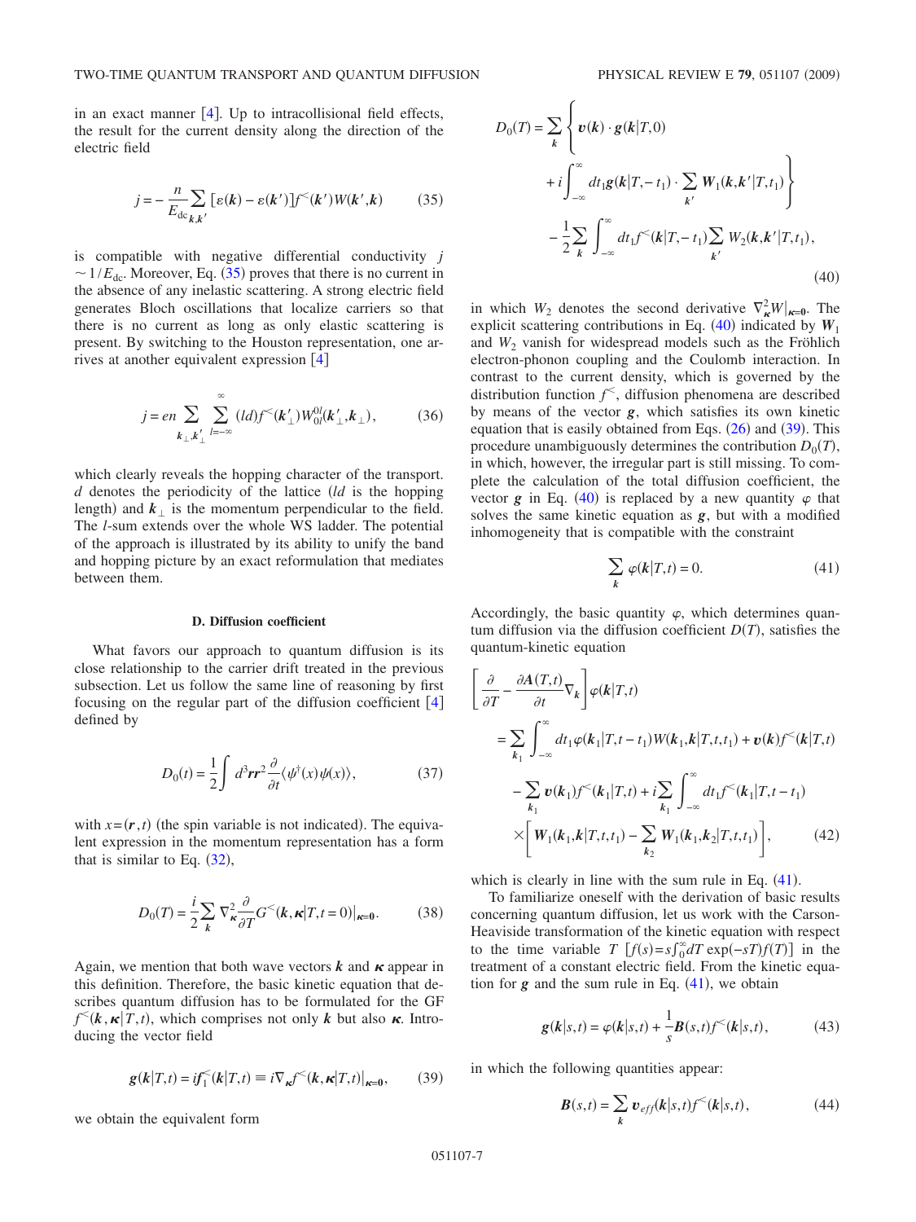in an exact manner [4]. Up to intracollisional field effects, the result for the current density along the direction of the electric field

$$j = -\frac{n}{E_{\mathrm{dc}}}\sum_{\boldsymbol{k},\boldsymbol{k}'}[\varepsilon(\boldsymbol{k}) - \varepsilon(\boldsymbol{k}')]f^{<}(\boldsymbol{k}')W(\boldsymbol{k}',\boldsymbol{k}) \tag{35}$$

is compatible with negative differential conductivity $j \sim 1/E_{\mathrm{dc}}$. Moreover, Eq. (35) proves that there is no current in the absence of any inelastic scattering. A strong electric field generates Bloch oscillations that localize carriers so that there is no current as long as only elastic scattering is present. By switching to the Houston representation, one arrives at another equivalent expression [4]

$$j = en\sum_{\boldsymbol{k}_\perp,\boldsymbol{k}'_\perp}\sum_{l=-\infty}^{\infty}(ld)f^{<}(\boldsymbol{k}'_\perp)W^{0l}_{0l}(\boldsymbol{k}'_\perp,\boldsymbol{k}_\perp), \tag{36}$$

which clearly reveals the hopping character of the transport. $d$ denotes the periodicity of the lattice ($ld$ is the hopping length) and $\boldsymbol{k}_\perp$ is the momentum perpendicular to the field. The $l$-sum extends over the whole WS ladder. The potential of the approach is illustrated by its ability to unify the band and hopping picture by an exact reformulation that mediates between them.

### D. Diffusion coefficient

What favors our approach to quantum diffusion is its close relationship to the carrier drift treated in the previous subsection. Let us follow the same line of reasoning by first focusing on the regular part of the diffusion coefficient [4] defined by

$$D_0(t) = \frac{1}{2}\int d^3\boldsymbol{r}\boldsymbol{r}^2\frac{\partial}{\partial t}\langle\psi^\dagger(x)\psi(x)\rangle, \tag{37}$$

with $x=(\boldsymbol{r},t)$ (the spin variable is not indicated). The equivalent expression in the momentum representation has a form that is similar to Eq. (32),

$$D_0(T) = \frac{i}{2}\sum_{\boldsymbol{k}}\nabla^2_{\boldsymbol{\kappa}}\frac{\partial}{\partial T}G^{<}(\boldsymbol{k},\boldsymbol{\kappa}|T,t=0)|_{\boldsymbol{\kappa}=\boldsymbol{0}}. \tag{38}$$

Again, we mention that both wave vectors $\boldsymbol{k}$ and $\boldsymbol{\kappa}$ appear in this definition. Therefore, the basic kinetic equation that describes quantum diffusion has to be formulated for the GF $f^{<}(\boldsymbol{k},\boldsymbol{\kappa}|T,t)$, which comprises not only $\boldsymbol{k}$ but also $\boldsymbol{\kappa}$. Introducing the vector field

$$\boldsymbol{g}(\boldsymbol{k}|T,t) = i\boldsymbol{f}_1^{<}(\boldsymbol{k}|T,t) \equiv i\nabla_{\boldsymbol{\kappa}}f^{<}(\boldsymbol{k},\boldsymbol{\kappa}|T,t)|_{\boldsymbol{\kappa}=\boldsymbol{0}}, \tag{39}$$

we obtain the equivalent form

$$\begin{aligned}D_0(T) = \sum_{\boldsymbol{k}}\Bigg\{&\boldsymbol{v}(\boldsymbol{k})\cdot\boldsymbol{g}(\boldsymbol{k}|T,0)\\&+i\int_{-\infty}^{\infty}dt_1\boldsymbol{g}(\boldsymbol{k}|T,-t_1)\cdot\sum_{\boldsymbol{k}'}\boldsymbol{W}_1(\boldsymbol{k},\boldsymbol{k}'|T,t_1)\Bigg\}\\&-\frac{1}{2}\sum_{\boldsymbol{k}}\int_{-\infty}^{\infty}dt_1f^{<}(\boldsymbol{k}|T,-t_1)\sum_{\boldsymbol{k}'}W_2(\boldsymbol{k},\boldsymbol{k}'|T,t_1),\end{aligned} \tag{40}$$

in which $W_2$ denotes the second derivative $\nabla^2_{\boldsymbol{\kappa}}W|_{\boldsymbol{\kappa}=\boldsymbol{0}}$. The explicit scattering contributions in Eq. (40) indicated by $\boldsymbol{W}_1$ and $W_2$ vanish for widespread models such as the Fröhlich electron-phonon coupling and the Coulomb interaction. In contrast to the current density, which is governed by the distribution function $f^{<}$, diffusion phenomena are described by means of the vector $\boldsymbol{g}$, which satisfies its own kinetic equation that is easily obtained from Eqs. (26) and (39). This procedure unambiguously determines the contribution $D_0(T)$, in which, however, the irregular part is still missing. To complete the calculation of the total diffusion coefficient, the vector $\boldsymbol{g}$ in Eq. (40) is replaced by a new quantity $\varphi$ that solves the same kinetic equation as $\boldsymbol{g}$, but with a modified inhomogeneity that is compatible with the constraint

$$\sum_{\boldsymbol{k}}\varphi(\boldsymbol{k}|T,t) = 0. \tag{41}$$

Accordingly, the basic quantity $\varphi$, which determines quantum diffusion via the diffusion coefficient $D(T)$, satisfies the quantum-kinetic equation

$$\begin{aligned}\left[\frac{\partial}{\partial T} - \frac{\partial\boldsymbol{A}(T,t)}{\partial t}\nabla_{\boldsymbol{k}}\right]\varphi(\boldsymbol{k}|T,t)&\\=\sum_{\boldsymbol{k}_1}\int_{-\infty}^{\infty}dt_1\varphi(\boldsymbol{k}_1|T,t-t_1)&W(\boldsymbol{k}_1,\boldsymbol{k}|T,t,t_1)+\boldsymbol{v}(\boldsymbol{k})f^{<}(\boldsymbol{k}|T,t)\\-\sum_{\boldsymbol{k}_1}\boldsymbol{v}(\boldsymbol{k}_1)f^{<}(\boldsymbol{k}_1|T,t)&+i\sum_{\boldsymbol{k}_1}\int_{-\infty}^{\infty}dt_1f^{<}(\boldsymbol{k}_1|T,t-t_1)\\\times\left[\boldsymbol{W}_1(\boldsymbol{k}_1,\boldsymbol{k}|T,t,t_1)\right.&\left.-\sum_{\boldsymbol{k}_2}\boldsymbol{W}_1(\boldsymbol{k}_1,\boldsymbol{k}_2|T,t,t_1)\right],\end{aligned} \tag{42}$$

which is clearly in line with the sum rule in Eq. (41).

To familiarize oneself with the derivation of basic results concerning quantum diffusion, let us work with the Carson-Heaviside transformation of the kinetic equation with respect to the time variable $T$ $[f(s)=s\int_0^\infty dT\exp(-sT)f(T)]$ in the treatment of a constant electric field. From the kinetic equation for $\boldsymbol{g}$ and the sum rule in Eq. (41), we obtain

$$\boldsymbol{g}(\boldsymbol{k}|s,t) = \varphi(\boldsymbol{k}|s,t) + \frac{1}{s}\boldsymbol{B}(s,t)f^{<}(\boldsymbol{k}|s,t), \tag{43}$$

in which the following quantities appear:

$$\boldsymbol{B}(s,t) = \sum_{\boldsymbol{k}}\boldsymbol{v}_{eff}(\boldsymbol{k}|s,t)f^{<}(\boldsymbol{k}|s,t), \tag{44}$$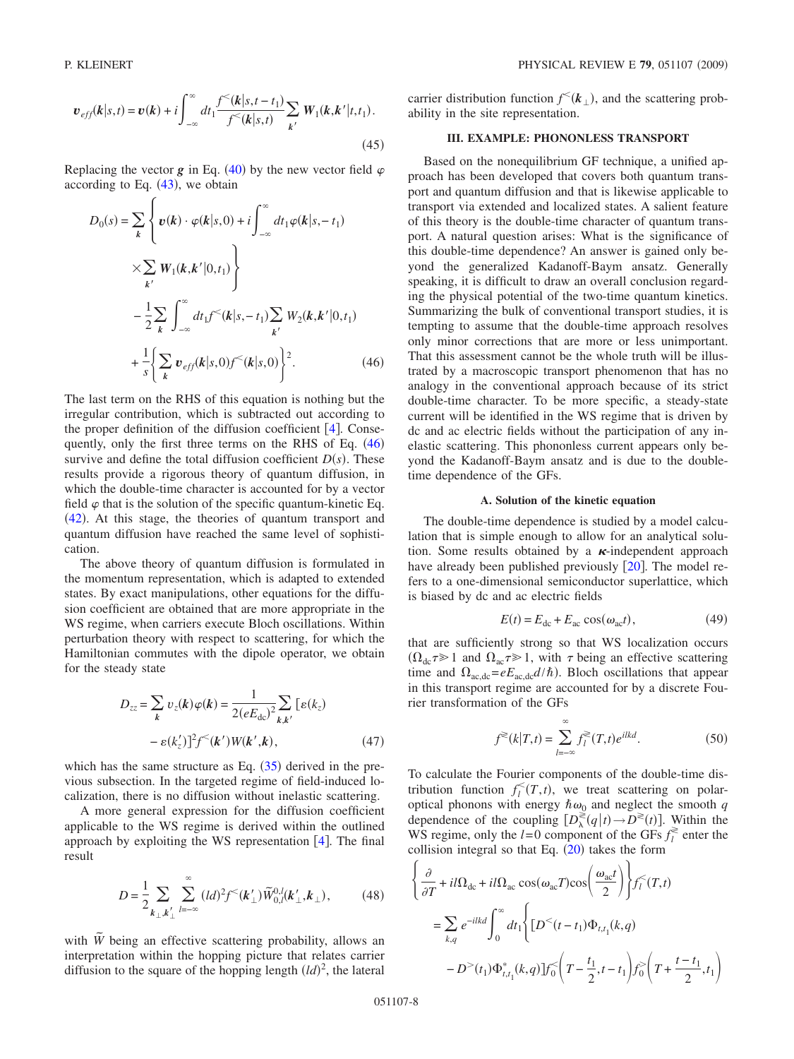$$\boldsymbol{v}_{eff}(\boldsymbol{k}|s,t) = \boldsymbol{v}(\boldsymbol{k}) + i\int_{-\infty}^{\infty} dt_1 \frac{f^<(\boldsymbol{k}|s,t-t_1)}{f^<(\boldsymbol{k}|s,t)} \sum_{\boldsymbol{k}'} \boldsymbol{W}_1(\boldsymbol{k},\boldsymbol{k}'|t,t_1). \tag{45}$$

Replacing the vector $\boldsymbol{g}$ in Eq. (40) by the new vector field $\varphi$ according to Eq. (43), we obtain

$$D_0(s) = \sum_{\boldsymbol{k}} \left\{ \boldsymbol{v}(\boldsymbol{k}) \cdot \varphi(\boldsymbol{k}|s,0) + i\int_{-\infty}^{\infty} dt_1 \varphi(\boldsymbol{k}|s,-t_1) \times \sum_{\boldsymbol{k}'} \boldsymbol{W}_1(\boldsymbol{k},\boldsymbol{k}'|0,t_1) \right\} - \frac{1}{2}\sum_{\boldsymbol{k}} \int_{-\infty}^{\infty} dt_1 f^<(\boldsymbol{k}|s,-t_1) \sum_{\boldsymbol{k}'} W_2(\boldsymbol{k},\boldsymbol{k}'|0,t_1) + \frac{1}{s}\left\{ \sum_{\boldsymbol{k}} \boldsymbol{v}_{eff}(\boldsymbol{k}|s,0) f^<(\boldsymbol{k}|s,0) \right\}^2. \tag{46}$$

The last term on the RHS of this equation is nothing but the irregular contribution, which is subtracted out according to the proper definition of the diffusion coefficient [4]. Consequently, only the first three terms on the RHS of Eq. (46) survive and define the total diffusion coefficient $D(s)$. These results provide a rigorous theory of quantum diffusion, in which the double-time character is accounted for by a vector field $\varphi$ that is the solution of the specific quantum-kinetic Eq. (42). At this stage, the theories of quantum transport and quantum diffusion have reached the same level of sophistication.

The above theory of quantum diffusion is formulated in the momentum representation, which is adapted to extended states. By exact manipulations, other equations for the diffusion coefficient are obtained that are more appropriate in the WS regime, when carriers execute Bloch oscillations. Within perturbation theory with respect to scattering, for which the Hamiltonian commutes with the dipole operator, we obtain for the steady state

$$D_{zz} = \sum_{\boldsymbol{k}} v_z(\boldsymbol{k})\varphi(\boldsymbol{k}) = \frac{1}{2(eE_{\rm dc})^2}\sum_{\boldsymbol{k},\boldsymbol{k}'} [\varepsilon(k_z) - \varepsilon(k_z')]^2 f^<(\boldsymbol{k}') W(\boldsymbol{k}',\boldsymbol{k}), \tag{47}$$

which has the same structure as Eq. (35) derived in the previous subsection. In the targeted regime of field-induced localization, there is no diffusion without inelastic scattering.

A more general expression for the diffusion coefficient applicable to the WS regime is derived within the outlined approach by exploiting the WS representation [4]. The final result

$$D = \frac{1}{2}\sum_{\boldsymbol{k}_\perp,\boldsymbol{k}'_\perp} \sum_{l=-\infty}^{\infty} (ld)^2 f^<(\boldsymbol{k}'_\perp) \widetilde{W}_{0,l}^{0,l}(\boldsymbol{k}'_\perp,\boldsymbol{k}_\perp), \tag{48}$$

with $\widetilde{W}$ being an effective scattering probability, allows an interpretation within the hopping picture that relates carrier diffusion to the square of the hopping length $(ld)^2$, the lateral carrier distribution function $f^<(\boldsymbol{k}_\perp)$, and the scattering probability in the site representation.

### III. EXAMPLE: PHONONLESS TRANSPORT

Based on the nonequilibrium GF technique, a unified approach has been developed that covers both quantum transport and quantum diffusion and that is likewise applicable to transport via extended and localized states. A salient feature of this theory is the double-time character of quantum transport. A natural question arises: What is the significance of this double-time dependence? An answer is gained only beyond the generalized Kadanoff-Baym ansatz. Generally speaking, it is difficult to draw an overall conclusion regarding the physical potential of the two-time quantum kinetics. Summarizing the bulk of conventional transport studies, it is tempting to assume that the double-time approach resolves only minor corrections that are more or less unimportant. That this assessment cannot be the whole truth will be illustrated by a macroscopic transport phenomenon that has no analogy in the conventional approach because of its strict double-time character. To be more specific, a steady-state current will be identified in the WS regime that is driven by dc and ac electric fields without the participation of any inelastic scattering. This phononless current appears only beyond the Kadanoff-Baym ansatz and is due to the double-time dependence of the GFs.

#### A. Solution of the kinetic equation

The double-time dependence is studied by a model calculation that is simple enough to allow for an analytical solution. Some results obtained by a $\boldsymbol{\kappa}$-independent approach have already been published previously [20]. The model refers to a one-dimensional semiconductor superlattice, which is biased by dc and ac electric fields

$$E(t) = E_{\rm dc} + E_{\rm ac}\cos(\omega_{\rm ac}t), \tag{49}$$

that are sufficiently strong so that WS localization occurs ($\Omega_{\rm dc}\tau \gg 1$ and $\Omega_{\rm ac}\tau \gg 1$, with $\tau$ being an effective scattering time and $\Omega_{\rm ac,dc} = eE_{\rm ac,dc}d/\hbar$). Bloch oscillations that appear in this transport regime are accounted for by a discrete Fourier transformation of the GFs

$$f^{\gtrless}(k|T,t) = \sum_{l=-\infty}^{\infty} f_l^{\gtrless}(T,t)e^{ilkd}. \tag{50}$$

To calculate the Fourier components of the double-time distribution function $f_l^<(T,t)$, we treat scattering on polar-optical phonons with energy $\hbar\omega_0$ and neglect the smooth $q$ dependence of the coupling $[D_\lambda^{\gtrless}(q|t) \to D^{\gtrless}(t)]$. Within the WS regime, only the $l=0$ component of the GFs $f_l^{\gtrless}$ enter the collision integral so that Eq. (20) takes the form

$$\left\{ \frac{\partial}{\partial T} + il\Omega_{\rm dc} + il\Omega_{\rm ac}\cos(\omega_{\rm ac}T)\cos\left(\frac{\omega_{\rm ac}t}{2}\right) \right\} f_l^<(T,t) = \sum_{k,q} e^{-ilkd}\int_0^{\infty} dt_1 \left\{ [D^<(t-t_1)\Phi_{t,t_1}(k,q) - D^>(t_1)\Phi_{t,t_1}^*(k,q)] f_0^<\left(T-\frac{t_1}{2},t-t_1\right) f_0^>\left(T+\frac{t-t_1}{2},t_1\right)\right.$$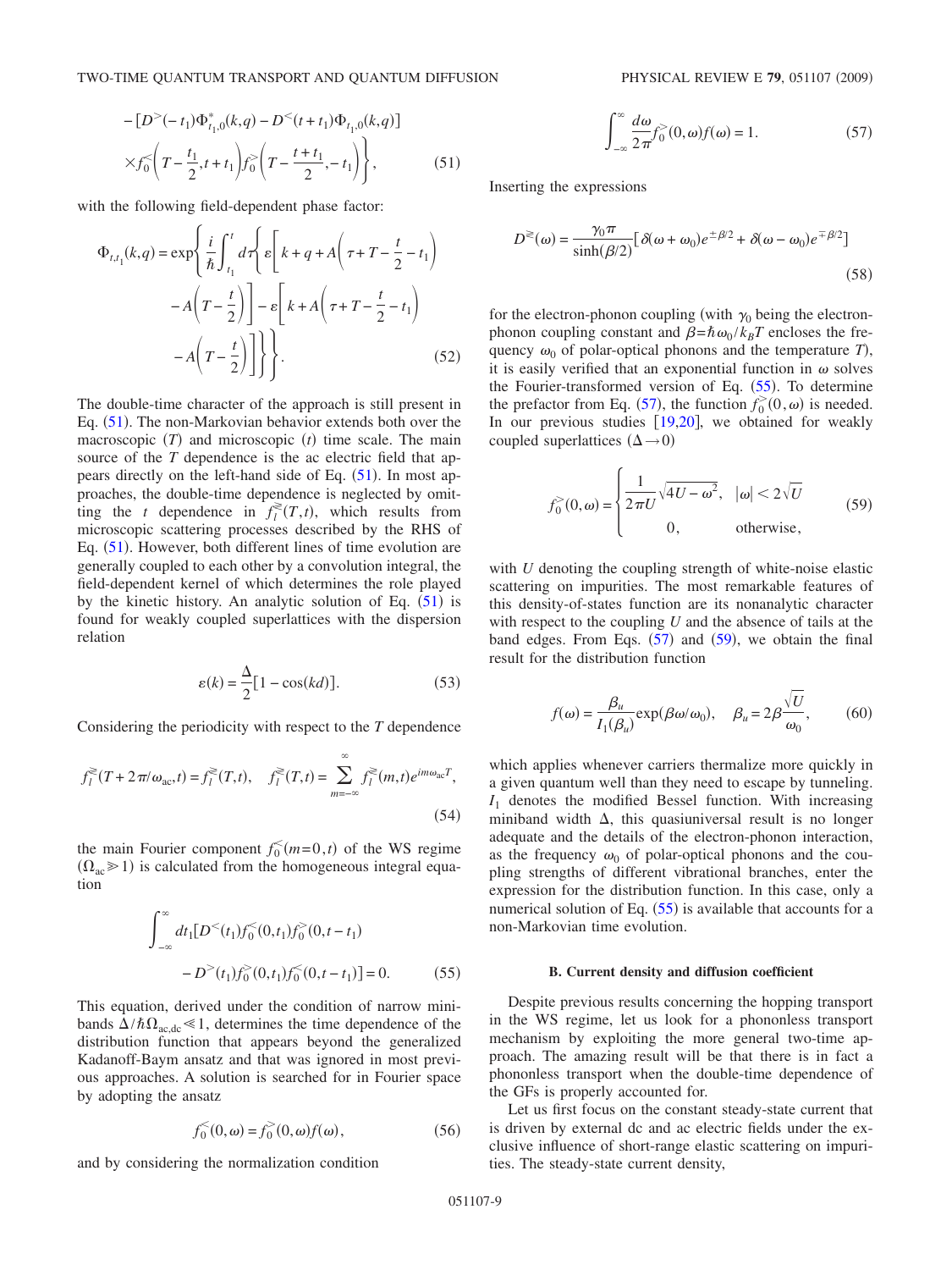$$
-[D^{>}(-t_1)\Phi^{*}_{t_1,0}(k,q) - D^{<}(t+t_1)\Phi_{t_1,0}(k,q)]
\times f_0^{<}\left(T-\frac{t_1}{2},t+t_1\right) f_0^{>}\left(T-\frac{t+t_1}{2},-t_1\right)\Bigg\}, \tag{51}
$$

with the following field-dependent phase factor:

$$
\Phi_{t,t_1}(k,q) = \exp\left\{ \frac{i}{\hbar}\int_{t_1}^{t} d\tau \left\{ \varepsilon\left[k+q+A\left(\tau+T-\frac{t}{2}-t_1\right) - A\left(T-\frac{t}{2}\right)\right] - \varepsilon\left[k+A\left(\tau+T-\frac{t}{2}-t_1\right) - A\left(T-\frac{t}{2}\right)\right]\right\}\right\}. \tag{52}
$$

The double-time character of the approach is still present in Eq. (51). The non-Markovian behavior extends both over the macroscopic $(T)$ and microscopic $(t)$ time scale. The main source of the $T$ dependence is the ac electric field that appears directly on the left-hand side of Eq. (51). In most approaches, the double-time dependence is neglected by omitting the $t$ dependence in $f_l^{\gtrless}(T,t)$, which results from microscopic scattering processes described by the RHS of Eq. (51). However, both different lines of time evolution are generally coupled to each other by a convolution integral, the field-dependent kernel of which determines the role played by the kinetic history. An analytic solution of Eq. (51) is found for weakly coupled superlattices with the dispersion relation

$$
\varepsilon(k) = \frac{\Delta}{2}[1-\cos(kd)]. \tag{53}
$$

Considering the periodicity with respect to the $T$ dependence

$$
f_l^{\gtrless}(T+2\pi/\omega_{\mathrm{ac}},t) = f_l^{\gtrless}(T,t), \quad f_l^{\gtrless}(T,t) = \sum_{m=-\infty}^{\infty} f_l^{\gtrless}(m,t)e^{im\omega_{\mathrm{ac}}T}, \tag{54}
$$

the main Fourier component $f_0^{<}(m=0,t)$ of the WS regime $(\Omega_{\mathrm{ac}} \gg 1)$ is calculated from the homogeneous integral equation

$$
\int_{-\infty}^{\infty} dt_1 [D^{<}(t_1) f_0^{<}(0,t_1) f_0^{>}(0,t-t_1) - D^{>}(t_1) f_0^{>}(0,t_1) f_0^{<}(0,t-t_1)] = 0. \tag{55}
$$

This equation, derived under the condition of narrow minibands $\Delta/\hbar\Omega_{\mathrm{ac,dc}} \ll 1$, determines the time dependence of the distribution function that appears beyond the generalized Kadanoff-Baym ansatz and that was ignored in most previous approaches. A solution is searched for in Fourier space by adopting the ansatz

$$
f_0^{<}(0,\omega) = f_0^{>}(0,\omega) f(\omega), \tag{56}
$$

and by considering the normalization condition

$$
\int_{-\infty}^{\infty} \frac{d\omega}{2\pi} f_0^{>}(0,\omega) f(\omega) = 1. \tag{57}
$$

Inserting the expressions

$$
D^{\gtrless}(\omega) = \frac{\gamma_0 \pi}{\sinh(\beta/2)}[\delta(\omega+\omega_0)e^{\pm\beta/2} + \delta(\omega-\omega_0)e^{\mp\beta/2}] \tag{58}
$$

for the electron-phonon coupling (with $\gamma_0$ being the electron-phonon coupling constant and $\beta=\hbar\omega_0/k_BT$ encloses the frequency $\omega_0$ of polar-optical phonons and the temperature $T$), it is easily verified that an exponential function in $\omega$ solves the Fourier-transformed version of Eq. (55). To determine the prefactor from Eq. (57), the function $f_0^{>}(0,\omega)$ is needed. In our previous studies [19,20], we obtained for weakly coupled superlattices $(\Delta \to 0)$

$$
f_0^{>}(0,\omega) = \begin{cases} \dfrac{1}{2\pi U}\sqrt{4U-\omega^2}, & |\omega| < 2\sqrt{U} \\[2mm] 0, & \text{otherwise}, \end{cases} \tag{59}
$$

with $U$ denoting the coupling strength of white-noise elastic scattering on impurities. The most remarkable features of this density-of-states function are its nonanalytic character with respect to the coupling $U$ and the absence of tails at the band edges. From Eqs. (57) and (59), we obtain the final result for the distribution function

$$
f(\omega) = \frac{\beta_u}{I_1(\beta_u)}\exp(\beta\omega/\omega_0), \quad \beta_u = 2\beta\frac{\sqrt{U}}{\omega_0}, \tag{60}
$$

which applies whenever carriers thermalize more quickly in a given quantum well than they need to escape by tunneling. $I_1$ denotes the modified Bessel function. With increasing miniband width $\Delta$, this quasiuniversal result is no longer adequate and the details of the electron-phonon interaction, as the frequency $\omega_0$ of polar-optical phonons and the coupling strengths of different vibrational branches, enter the expression for the distribution function. In this case, only a numerical solution of Eq. (55) is available that accounts for a non-Markovian time evolution.

### B. Current density and diffusion coefficient

Despite previous results concerning the hopping transport in the WS regime, let us look for a phononless transport mechanism by exploiting the more general two-time approach. The amazing result will be that there is in fact a phononless transport when the double-time dependence of the GFs is properly accounted for.

Let us first focus on the constant steady-state current that is driven by external dc and ac electric fields under the exclusive influence of short-range elastic scattering on impurities. The steady-state current density,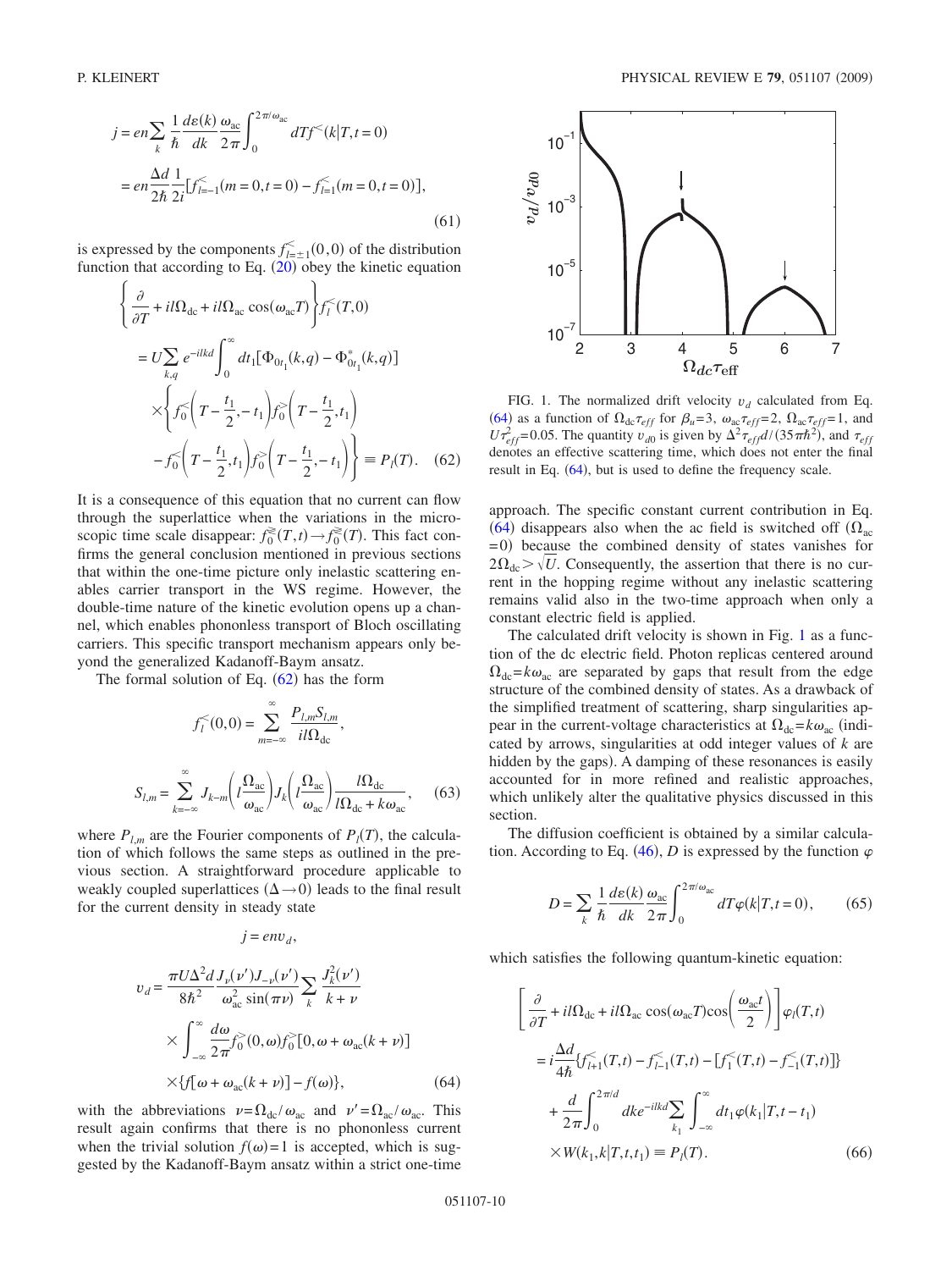$$j = en\sum_k \frac{1}{\hbar}\frac{d\varepsilon(k)}{dk}\frac{\omega_{ac}}{2\pi}\int_0^{2\pi/\omega_{ac}} dT f^<(k|T,t=0)$$

$$= en\frac{\Delta d}{2\hbar}\frac{1}{2i}[f^<_{l=-1}(m=0,t=0) - f^<_{l=1}(m=0,t=0)], \tag{61}$$

is expressed by the components $f^<_{l=\pm 1}(0,0)$ of the distribution function that according to Eq. (20) obey the kinetic equation

$$\left\{\frac{\partial}{\partial T} + il\Omega_{dc} + il\Omega_{ac}\cos(\omega_{ac}T)\right\} f^<_l(T,0)$$

$$= U\sum_{k,q} e^{-ilkd}\int_0^\infty dt_1[\Phi_{0t_1}(k,q) - \Phi^*_{0t_1}(k,q)]$$

$$\times\left\{f^<_0\left(T-\frac{t_1}{2},-t_1\right)f^>_0\left(T-\frac{t_1}{2},t_1\right) - f^<_0\left(T-\frac{t_1}{2},t_1\right)f^>_0\left(T-\frac{t_1}{2},-t_1\right)\right\} \equiv P_l(T). \tag{62}$$

It is a consequence of this equation that no current can flow through the superlattice when the variations in the microscopic time scale disappear: $f^{\gtrless}_0(T,t) \to f^{\gtrless}_0(T)$. This fact confirms the general conclusion mentioned in previous sections that within the one-time picture only inelastic scattering enables carrier transport in the WS regime. However, the double-time nature of the kinetic evolution opens up a channel, which enables phononless transport of Bloch oscillating carriers. This specific transport mechanism appears only beyond the generalized Kadanoff-Baym ansatz.

The formal solution of Eq. (62) has the form

$$f^<_l(0,0) = \sum_{m=-\infty}^{\infty}\frac{P_{l,m}S_{l,m}}{il\Omega_{dc}},$$

$$S_{l,m} = \sum_{k=-\infty}^{\infty} J_{k-m}\left(l\frac{\Omega_{ac}}{\omega_{ac}}\right)J_k\left(l\frac{\Omega_{ac}}{\omega_{ac}}\right)\frac{l\Omega_{dc}}{l\Omega_{dc}+k\omega_{ac}}, \tag{63}$$

where $P_{l,m}$ are the Fourier components of $P_l(T)$, the calculation of which follows the same steps as outlined in the previous section. A straightforward procedure applicable to weakly coupled superlattices ($\Delta \to 0$) leads to the final result for the current density in steady state

$$j = env_d,$$

$$v_d = \frac{\pi U\Delta^2 d}{8\hbar^2}\frac{J_\nu(\nu')J_{-\nu}(\nu')}{\omega^2_{ac}\sin(\pi\nu)}\sum_k\frac{J^2_k(\nu')}{k+\nu}$$

$$\times\int_{-\infty}^{\infty}\frac{d\omega}{2\pi}f^>_0(0,\omega)f^>_0[0,\omega+\omega_{ac}(k+\nu)]$$

$$\times\{f[\omega+\omega_{ac}(k+\nu)] - f(\omega)\}, \tag{64}$$

with the abbreviations $\nu = \Omega_{dc}/\omega_{ac}$ and $\nu' = \Omega_{ac}/\omega_{ac}$. This result again confirms that there is no phononless current when the trivial solution $f(\omega)=1$ is accepted, which is suggested by the Kadanoff-Baym ansatz within a strict one-time approach. The specific constant current contribution in Eq. (64) disappears also when the ac field is switched off ($\Omega_{ac}=0$) because the combined density of states vanishes for $2\Omega_{dc} > \sqrt{U}$. Consequently, the assertion that there is no current in the hopping regime without any inelastic scattering remains valid also in the two-time approach when only a constant electric field is applied.

FIG. 1. The normalized drift velocity $v_d$ calculated from Eq. (64) as a function of $\Omega_{dc}\tau_{eff}$ for $\beta_u=3$, $\omega_{ac}\tau_{eff}=2$, $\Omega_{ac}\tau_{eff}=1$, and $U\tau^2_{eff}=0.05$. The quantity $v_{d0}$ is given by $\Delta^2\tau_{eff}d/(35\pi\hbar^2)$, and $\tau_{eff}$ denotes an effective scattering time, which does not enter the final result in Eq. (64), but is used to define the frequency scale.

The calculated drift velocity is shown in Fig. 1 as a function of the dc electric field. Photon replicas centered around $\Omega_{dc}=k\omega_{ac}$ are separated by gaps that result from the edge structure of the combined density of states. As a drawback of the simplified treatment of scattering, sharp singularities appear in the current-voltage characteristics at $\Omega_{dc}=k\omega_{ac}$ (indicated by arrows, singularities at odd integer values of $k$ are hidden by the gaps). A damping of these resonances is easily accounted for in more refined and realistic approaches, which unlikely alter the qualitative physics discussed in this section.

The diffusion coefficient is obtained by a similar calculation. According to Eq. (46), $D$ is expressed by the function $\varphi$

$$D = \sum_k \frac{1}{\hbar}\frac{d\varepsilon(k)}{dk}\frac{\omega_{ac}}{2\pi}\int_0^{2\pi/\omega_{ac}} dT\varphi(k|T,t=0), \tag{65}$$

which satisfies the following quantum-kinetic equation:

$$\left[\frac{\partial}{\partial T} + il\Omega_{dc} + il\Omega_{ac}\cos(\omega_{ac}T)\cos\left(\frac{\omega_{ac}t}{2}\right)\right]\varphi_l(T,t)$$

$$= i\frac{\Delta d}{4\hbar}\{f^<_{l+1}(T,t) - f^<_{l-1}(T,t) - [f^<_1(T,t) - f^<_{-1}(T,t)]\}$$

$$+ \frac{d}{2\pi}\int_0^{2\pi/d} dk e^{-ilkd}\sum_{k_1}\int_{-\infty}^{\infty} dt_1\varphi(k_1|T,t-t_1)$$

$$\times W(k_1,k|T,t,t_1) \equiv P_l(T). \tag{66}$$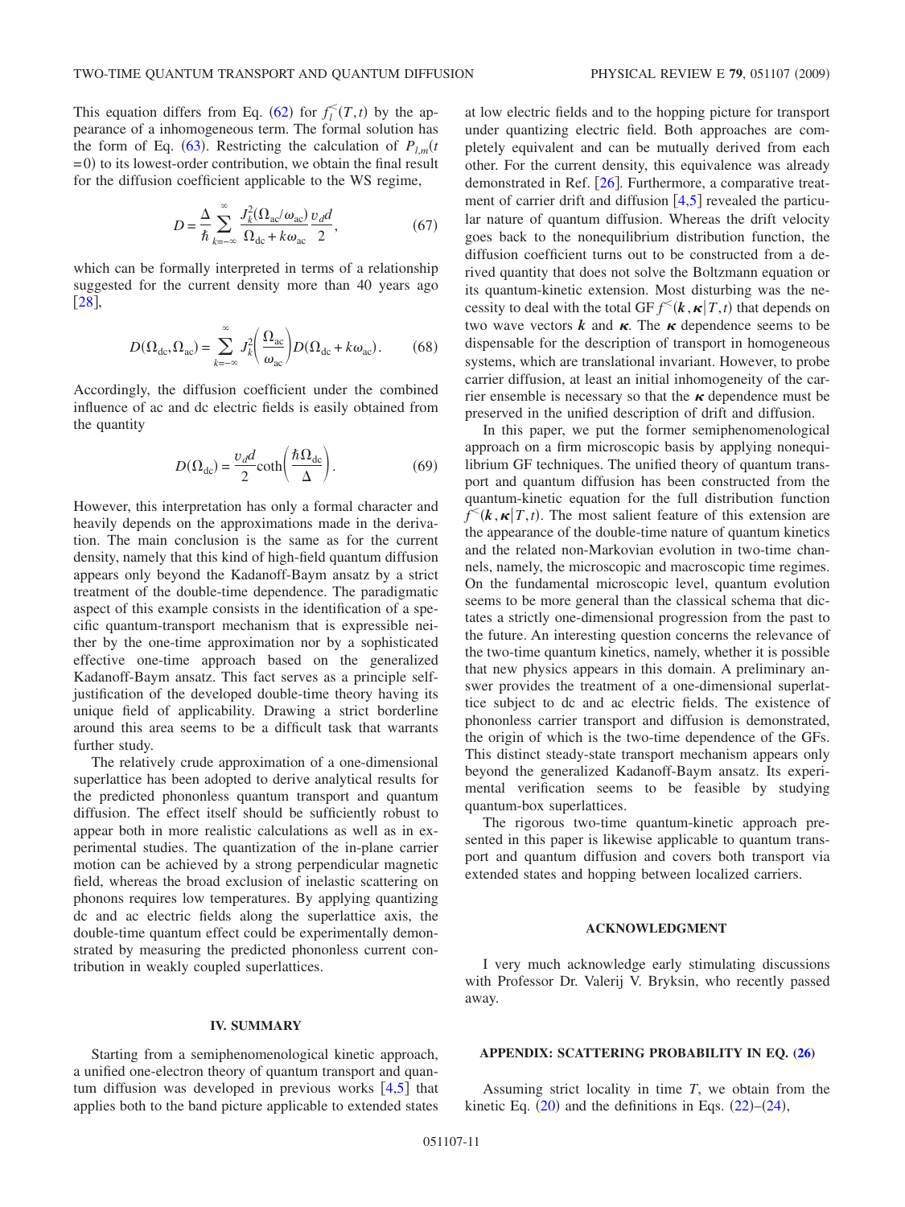This equation differs from Eq. (62) for $f_l^<(T,t)$ by the appearance of a inhomogeneous term. The formal solution has the form of Eq. (63). Restricting the calculation of $P_{l,m}(t=0)$ to its lowest-order contribution, we obtain the final result for the diffusion coefficient applicable to the WS regime,

$$D = \frac{\Delta}{\hbar}\sum_{k=-\infty}^{\infty}\frac{J_k^2(\Omega_{\rm ac}/\omega_{\rm ac})}{\Omega_{\rm dc}+k\omega_{\rm ac}}\frac{v_d d}{2}, \tag{67}$$

which can be formally interpreted in terms of a relationship suggested for the current density more than 40 years ago [28],

$$D(\Omega_{\rm dc},\Omega_{\rm ac}) = \sum_{k=-\infty}^{\infty} J_k^2\left(\frac{\Omega_{\rm ac}}{\omega_{\rm ac}}\right) D(\Omega_{\rm dc}+k\omega_{\rm ac}). \tag{68}$$

Accordingly, the diffusion coefficient under the combined influence of ac and dc electric fields is easily obtained from the quantity

$$D(\Omega_{\rm dc}) = \frac{v_d d}{2}\coth\left(\frac{\hbar\Omega_{\rm dc}}{\Delta}\right). \tag{69}$$

However, this interpretation has only a formal character and heavily depends on the approximations made in the derivation. The main conclusion is the same as for the current density, namely that this kind of high-field quantum diffusion appears only beyond the Kadanoff-Baym ansatz by a strict treatment of the double-time dependence. The paradigmatic aspect of this example consists in the identification of a specific quantum-transport mechanism that is expressible neither by the one-time approximation nor by a sophisticated effective one-time approach based on the generalized Kadanoff-Baym ansatz. This fact serves as a principle self-justification of the developed double-time theory having its unique field of applicability. Drawing a strict borderline around this area seems to be a difficult task that warrants further study.

The relatively crude approximation of a one-dimensional superlattice has been adopted to derive analytical results for the predicted phononless quantum transport and quantum diffusion. The effect itself should be sufficiently robust to appear both in more realistic calculations as well as in experimental studies. The quantization of the in-plane carrier motion can be achieved by a strong perpendicular magnetic field, whereas the broad exclusion of inelastic scattering on phonons requires low temperatures. By applying quantizing dc and ac electric fields along the superlattice axis, the double-time quantum effect could be experimentally demonstrated by measuring the predicted phononless current contribution in weakly coupled superlattices.

## IV. SUMMARY

Starting from a semiphenomenological kinetic approach, a unified one-electron theory of quantum transport and quantum diffusion was developed in previous works [4,5] that applies both to the band picture applicable to extended states at low electric fields and to the hopping picture for transport under quantizing electric field. Both approaches are completely equivalent and can be mutually derived from each other. For the current density, this equivalence was already demonstrated in Ref. [26]. Furthermore, a comparative treatment of carrier drift and diffusion [4,5] revealed the particular nature of quantum diffusion. Whereas the drift velocity goes back to the nonequilibrium distribution function, the diffusion coefficient turns out to be constructed from a derived quantity that does not solve the Boltzmann equation or its quantum-kinetic extension. Most disturbing was the necessity to deal with the total GF $f^<(\boldsymbol{k},\boldsymbol{\kappa}|T,t)$ that depends on two wave vectors $\boldsymbol{k}$ and $\boldsymbol{\kappa}$. The $\boldsymbol{\kappa}$ dependence seems to be dispensable for the description of transport in homogeneous systems, which are translational invariant. However, to probe carrier diffusion, at least an initial inhomogeneity of the carrier ensemble is necessary so that the $\boldsymbol{\kappa}$ dependence must be preserved in the unified description of drift and diffusion.

In this paper, we put the former semiphenomenological approach on a firm microscopic basis by applying nonequilibrium GF techniques. The unified theory of quantum transport and quantum diffusion has been constructed from the quantum-kinetic equation for the full distribution function $f^<(\boldsymbol{k},\boldsymbol{\kappa}|T,t)$. The most salient feature of this extension are the appearance of the double-time nature of quantum kinetics and the related non-Markovian evolution in two-time channels, namely, the microscopic and macroscopic time regimes. On the fundamental microscopic level, quantum evolution seems to be more general than the classical schema that dictates a strictly one-dimensional progression from the past to the future. An interesting question concerns the relevance of the two-time quantum kinetics, namely, whether it is possible that new physics appears in this domain. A preliminary answer provides the treatment of a one-dimensional superlattice subject to dc and ac electric fields. The existence of phononless carrier transport and diffusion is demonstrated, the origin of which is the two-time dependence of the GFs. This distinct steady-state transport mechanism appears only beyond the generalized Kadanoff-Baym ansatz. Its experimental verification seems to be feasible by studying quantum-box superlattices.

The rigorous two-time quantum-kinetic approach presented in this paper is likewise applicable to quantum transport and quantum diffusion and covers both transport via extended states and hopping between localized carriers.

## ACKNOWLEDGMENT

I very much acknowledge early stimulating discussions with Professor Dr. Valerij V. Bryksin, who recently passed away.

## APPENDIX: SCATTERING PROBABILITY IN EQ. (26)

Assuming strict locality in time $T$, we obtain from the kinetic Eq. (20) and the definitions in Eqs. (22)–(24),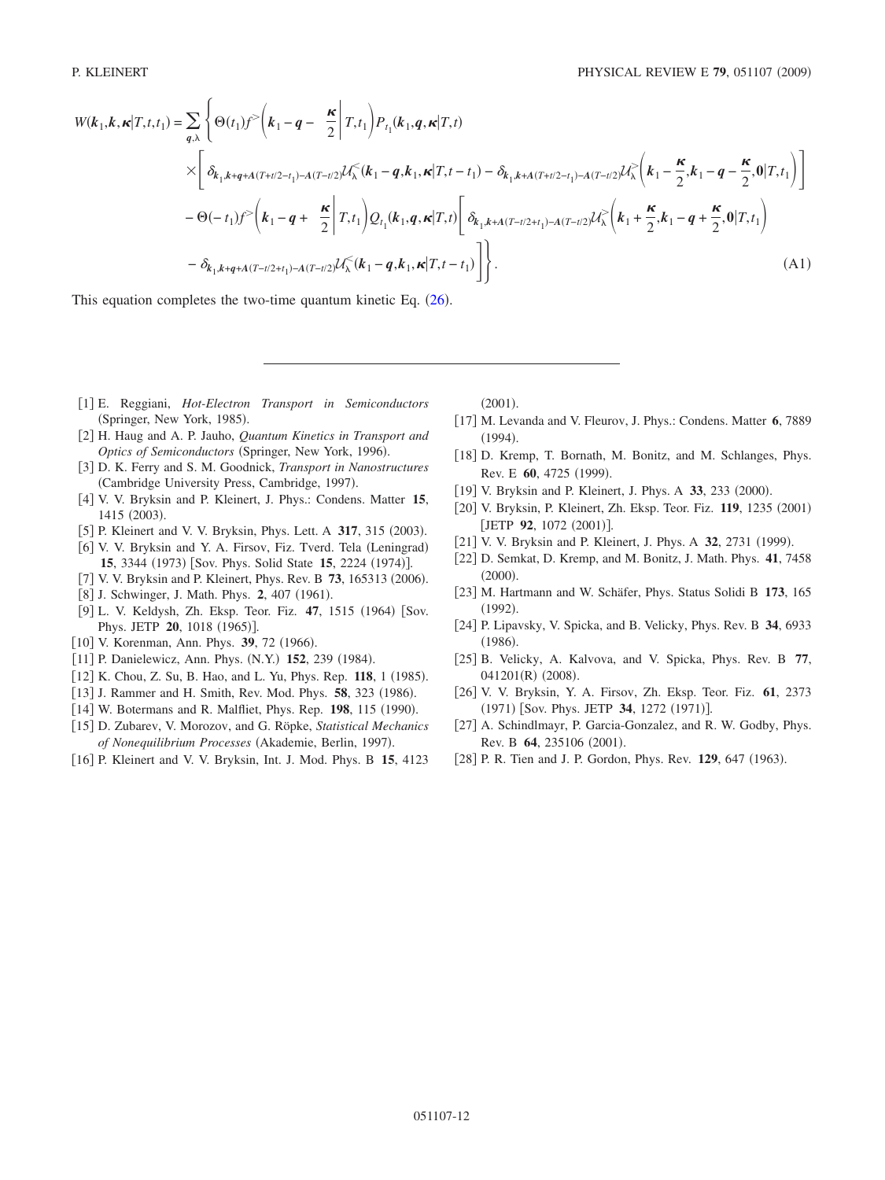$$
\begin{aligned}
W(\boldsymbol{k}_1,\boldsymbol{k},\boldsymbol{\kappa}|T,t,t_1) = \sum_{\boldsymbol{q},\lambda} \Bigg\{ & \Theta(t_1) f^{>}\left(\boldsymbol{k}_1-\boldsymbol{q}-\frac{\boldsymbol{\kappa}}{2}\Bigg| T,t_1\right) P_{t_1}(\boldsymbol{k}_1,\boldsymbol{q},\boldsymbol{\kappa}|T,t) \\
& \times \Bigg[ \delta_{\boldsymbol{k}_1,\boldsymbol{k}+\boldsymbol{q}+\boldsymbol{A}(T+t/2-t_1)-\boldsymbol{A}(T-t/2)} \mathcal{U}_{\lambda}^{<}(\boldsymbol{k}_1-\boldsymbol{q},\boldsymbol{k}_1,\boldsymbol{\kappa}|T,t-t_1) - \delta_{\boldsymbol{k}_1,\boldsymbol{k}+\boldsymbol{A}(T+t/2-t_1)-\boldsymbol{A}(T-t/2)} \mathcal{U}_{\lambda}^{>}\left(\boldsymbol{k}_1-\frac{\boldsymbol{\kappa}}{2},\boldsymbol{k}_1-\boldsymbol{q}-\frac{\boldsymbol{\kappa}}{2},\boldsymbol{0}\Bigg|T,t_1\right)\Bigg] \\
& - \Theta(-t_1) f^{>}\left(\boldsymbol{k}_1-\boldsymbol{q}+\frac{\boldsymbol{\kappa}}{2}\Bigg| T,t_1\right) Q_{t_1}(\boldsymbol{k}_1,\boldsymbol{q},\boldsymbol{\kappa}|T,t) \Bigg[ \delta_{\boldsymbol{k}_1,\boldsymbol{k}+\boldsymbol{A}(T-t/2+t_1)-\boldsymbol{A}(T-t/2)} \mathcal{U}_{\lambda}^{>}\left(\boldsymbol{k}_1+\frac{\boldsymbol{\kappa}}{2},\boldsymbol{k}_1-\boldsymbol{q}+\frac{\boldsymbol{\kappa}}{2},\boldsymbol{0}\Bigg|T,t_1\right) \\
& - \delta_{\boldsymbol{k}_1,\boldsymbol{k}+\boldsymbol{q}+\boldsymbol{A}(T-t/2+t_1)-\boldsymbol{A}(T-t/2)} \mathcal{U}_{\lambda}^{<}(\boldsymbol{k}_1-\boldsymbol{q},\boldsymbol{k}_1,\boldsymbol{\kappa}|T,t-t_1)\Bigg]\Bigg\}. \qquad \text{(A1)}
\end{aligned}
$$

This equation completes the two-time quantum kinetic Eq. (26).

---

[1] E. Reggiani, *Hot-Electron Transport in Semiconductors* (Springer, New York, 1985).

[2] H. Haug and A. P. Jauho, *Quantum Kinetics in Transport and Optics of Semiconductors* (Springer, New York, 1996).

[3] D. K. Ferry and S. M. Goodnick, *Transport in Nanostructures* (Cambridge University Press, Cambridge, 1997).

[4] V. V. Bryksin and P. Kleinert, J. Phys.: Condens. Matter **15**, 1415 (2003).

[5] P. Kleinert and V. V. Bryksin, Phys. Lett. A **317**, 315 (2003).

[6] V. V. Bryksin and Y. A. Firsov, Fiz. Tverd. Tela (Leningrad) **15**, 3344 (1973) [Sov. Phys. Solid State **15**, 2224 (1974)].

[7] V. V. Bryksin and P. Kleinert, Phys. Rev. B **73**, 165313 (2006).

[8] J. Schwinger, J. Math. Phys. **2**, 407 (1961).

[9] L. V. Keldysh, Zh. Eksp. Teor. Fiz. **47**, 1515 (1964) [Sov. Phys. JETP **20**, 1018 (1965)].

[10] V. Korenman, Ann. Phys. **39**, 72 (1966).

[11] P. Danielewicz, Ann. Phys. (N.Y.) **152**, 239 (1984).

[12] K. Chou, Z. Su, B. Hao, and L. Yu, Phys. Rep. **118**, 1 (1985).

[13] J. Rammer and H. Smith, Rev. Mod. Phys. **58**, 323 (1986).

[14] W. Botermans and R. Malfliet, Phys. Rep. **198**, 115 (1990).

[15] D. Zubarev, V. Morozov, and G. Röpke, *Statistical Mechanics of Nonequilibrium Processes* (Akademie, Berlin, 1997).

[16] P. Kleinert and V. V. Bryksin, Int. J. Mod. Phys. B **15**, 4123 (2001).

[17] M. Levanda and V. Fleurov, J. Phys.: Condens. Matter **6**, 7889 (1994).

[18] D. Kremp, T. Bornath, M. Bonitz, and M. Schlanges, Phys. Rev. E **60**, 4725 (1999).

[19] V. Bryksin and P. Kleinert, J. Phys. A **33**, 233 (2000).

[20] V. Bryksin, P. Kleinert, Zh. Eksp. Teor. Fiz. **119**, 1235 (2001) [JETP **92**, 1072 (2001)].

[21] V. V. Bryksin and P. Kleinert, J. Phys. A **32**, 2731 (1999).

[22] D. Semkat, D. Kremp, and M. Bonitz, J. Math. Phys. **41**, 7458 (2000).

[23] M. Hartmann and W. Schäfer, Phys. Status Solidi B **173**, 165 (1992).

[24] P. Lipavsky, V. Spicka, and B. Velicky, Phys. Rev. B **34**, 6933 (1986).

[25] B. Velicky, A. Kalvova, and V. Spicka, Phys. Rev. B **77**, 041201(R) (2008).

[26] V. V. Bryksin, Y. A. Firsov, Zh. Eksp. Teor. Fiz. **61**, 2373 (1971) [Sov. Phys. JETP **34**, 1272 (1971)].

[27] A. Schindlmayr, P. Garcia-Gonzalez, and R. W. Godby, Phys. Rev. B **64**, 235106 (2001).

[28] P. R. Tien and J. P. Gordon, Phys. Rev. **129**, 647 (1963).